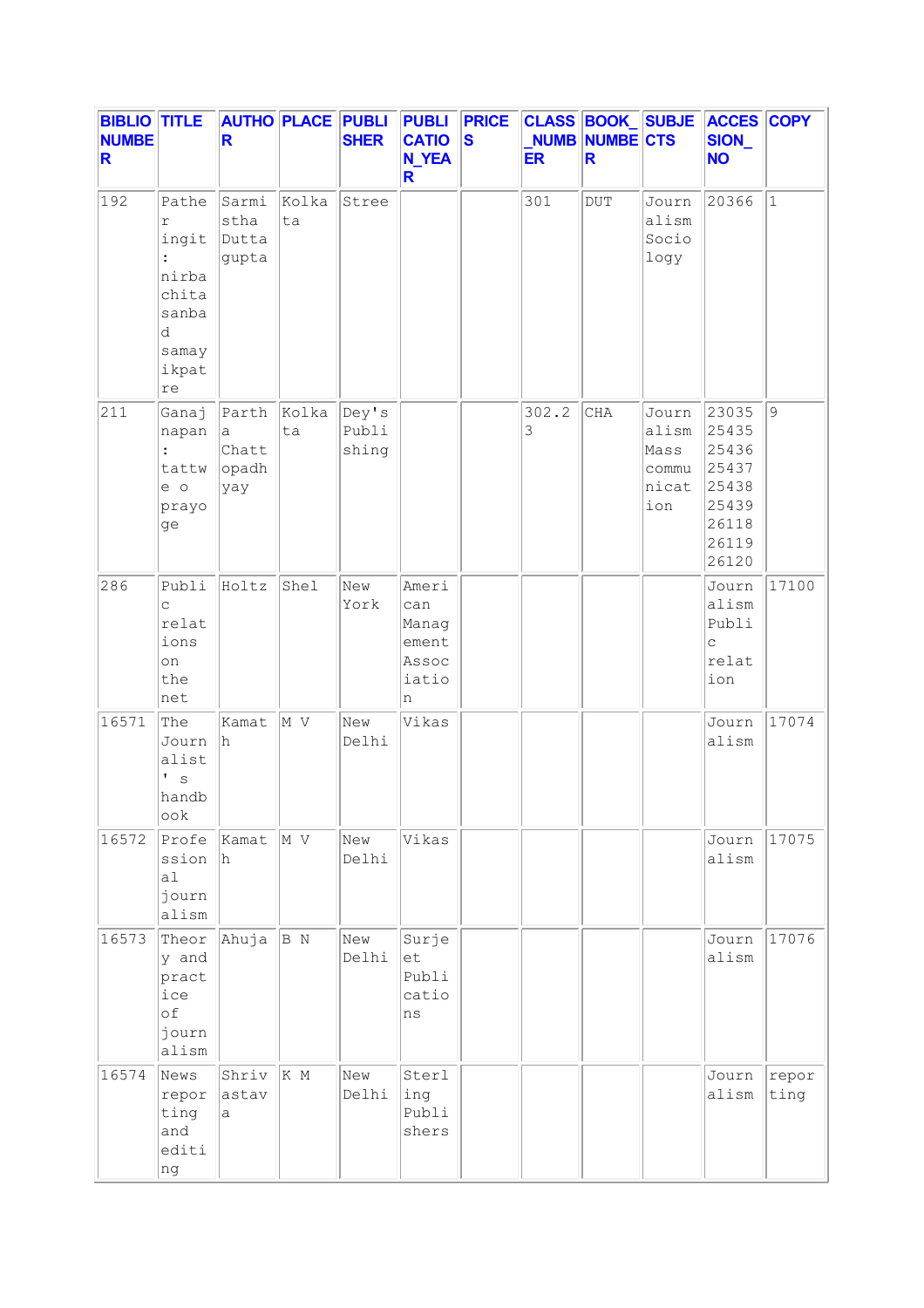| BIBLIO_NUMBER | TITLE | AUTHOR | PLACE | PUBLISHER | PUBLICATION_YEAR | PRICES | CLASS_NUMBER | BOOK_NUMBER | SUBJECTS | ACCESSION_NO | COPY |
|---|---|---|---|---|---|---|---|---|---|---|---|
| 192 | Pather ingit : nirbachita sanbad samayikpatre | Sarmistha Duttagupta | Kolkata | Stree | | | 301 | DUT | Journalism Sociology | 20366 | 1 |
| 211 | Ganajnapan : tattwe o prayoge | Partha Chattopadhyay | Kolkata | Dey's Publishing | | | 302.23 | CHA | Journalism Mass communication | 23035 25435 25436 25437 25438 25439 26118 26119 26120 | 9 |
| 286 | Public relations on the net | Holtz | Shel | New York | American Management Association | | | | | Journalism Public relation | 17100 |
| 16571 | The Journalist ' s handbook | Kamath | M V | New Delhi | Vikas | | | | | Journalism | 17074 |
| 16572 | Professional journalism | Kamath | M V | New Delhi | Vikas | | | | | Journalism | 17075 |
| 16573 | Theory and practice of journalism | Ahuja | B N | New Delhi | Surjeet Publications | | | | | Journalism | 17076 |
| 16574 | News reporting and editing | Shrivastava | K M | New Delhi | Sterling Publishers | | | | | Journalism | reporting |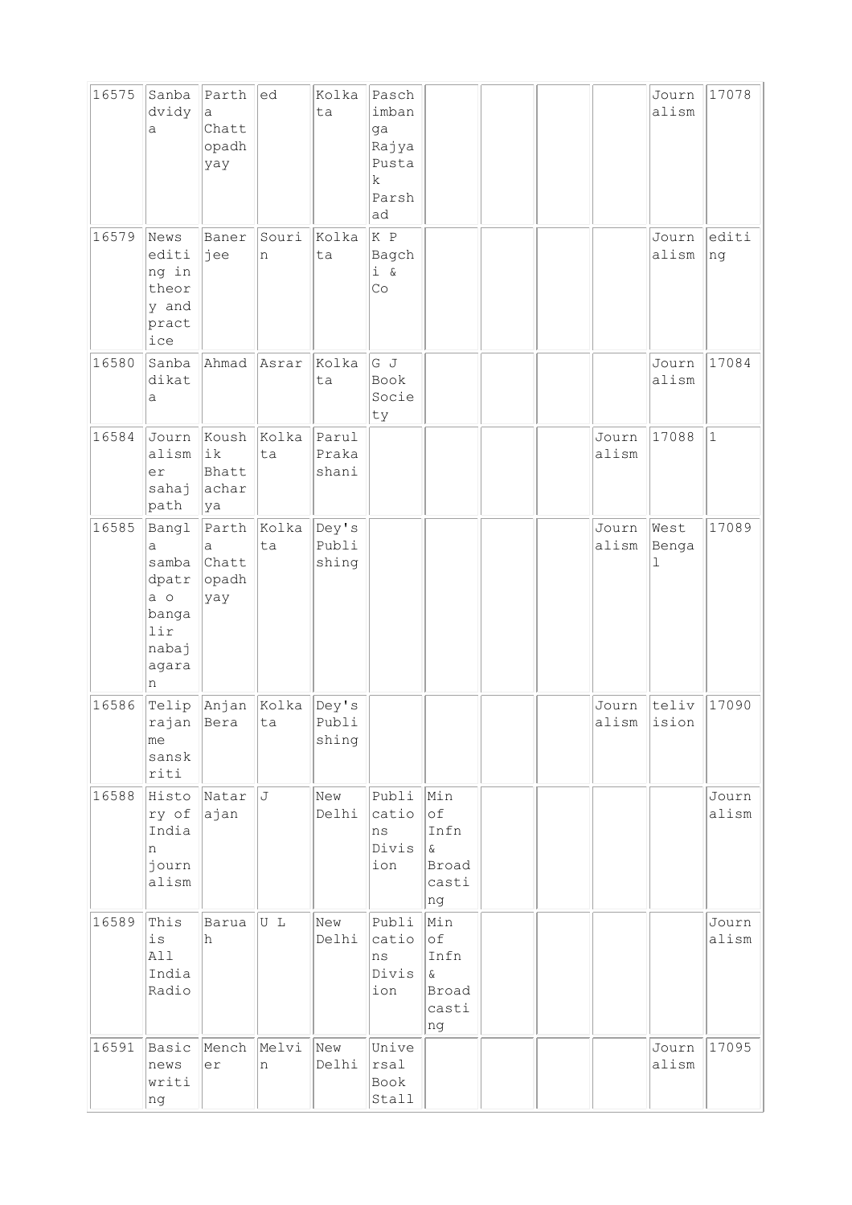| 16575 | Sanbadvidya | Partha Chattopadhyay | ed | Kolkata | Paschimbanga Rajya Pustak Parshad | | | | | Journalism | 17078 |
|---|---|---|---|---|---|---|---|---|---|---|---|
| 16579 | News editing in theory and practice | Banerjee | Sourin | Kolkata | K P Bagchi & Co | | | | | Journalism | editing |
| 16580 | Sanbadikata | Ahmad | Asrar | Kolkata | G J Book Society | | | | | Journalism | 17084 |
| 16584 | Journalismer sahajpath | Koushik Bhattacharya | Kolkata | Parul Prakashani | | | | | Journalism | 17088 | 1 |
| 16585 | Bangla sambadpatra o bangalir nabajagaran | Partha Chattopadhyay | Kolkata | Dey's Publishing | | | | | Journalism | West Bengal | 17089 |
| 16586 | Teliprajanme sanskriti | Anjan Bera | Kolkata | Dey's Publishing | | | | | Journalism | television | 17090 |
| 16588 | History of Indian journalism | Natarajan | J | New Delhi | Publications Division | Min of Infn & Broadcasting | | | | | Journalism |
| 16589 | This is All India Radio | Baruah | U L | New Delhi | Publications Division | Min of Infn & Broadcasting | | | | | Journalism |
| 16591 | Basic news writing | Mencher | Melvin | New Delhi | Universal Book Stall | | | | | Journalism | 17095 |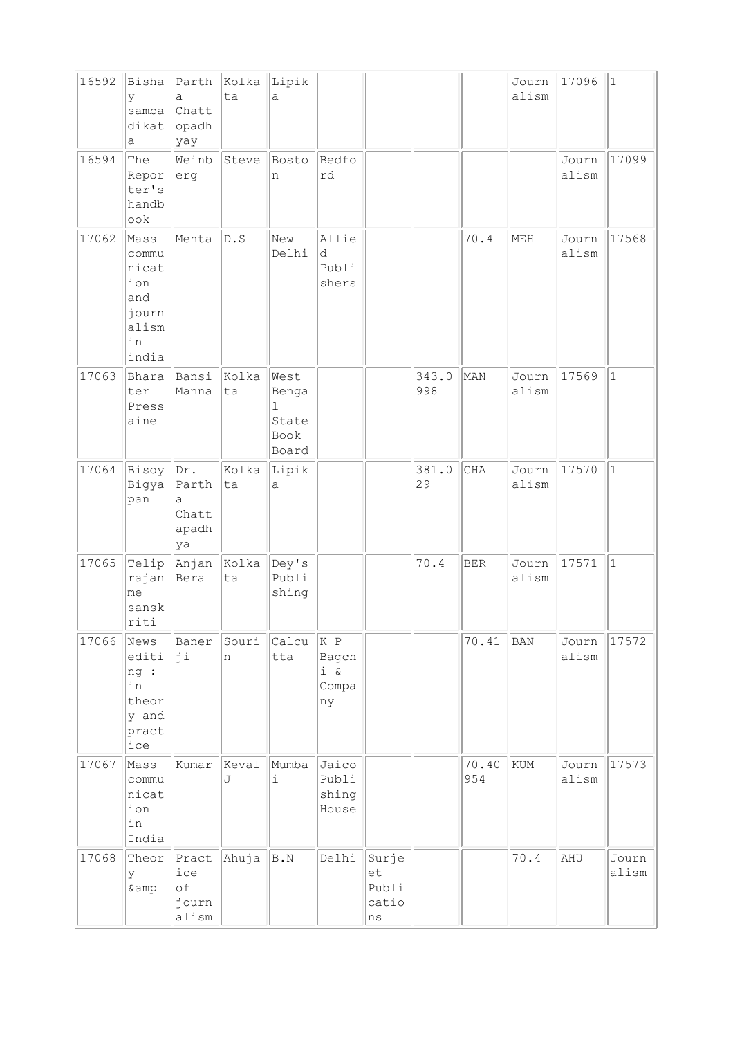| | | | | | | | | | | | |
|---|---|---|---|---|---|---|---|---|---|---|---|
| 16592 | Bishay sambadikata | Partha Chattopadhyay | Kolkata | Lipika | | | | | Journalism | 17096 | 1 |
| 16594 | The Reporter's handbook | Weinberg | Steve | Boston | Bedford | | | | | Journalism | 17099 |
| 17062 | Mass communication and journalism in india | Mehta | D.S | New Delhi | Allied Publishers | | | 70.4 | MEH | Journalism | 17568 |
| 17063 | Bhareter Pressaine | Bansi Manna | Kolkata | West Bengal State Book Board | | | 343.0998 | MAN | Journalism | 17569 | 1 |
| 17064 | Bisoy Bigyapan | Dr. Partha Chattapadhya | Kolkata | Lipika | | | 381.029 | CHA | Journalism | 17570 | 1 |
| 17065 | Telip rajanme sanskriti | Anjan Bera | Kolkata | Dey's Publishing | | | 70.4 | BER | Journalism | 17571 | 1 |
| 17066 | News editing : in theory and practice | Banerji | Sourin | Calcutta | K P Bagchi & Company | | | 70.41 | BAN | Journalism | 17572 |
| 17067 | Mass communication in India | Kumar | Keval J | Mumbai | Jaico Publishing House | | | 70.40954 | KUM | Journalism | 17573 |
| 17068 | Theory &amp | Practice of journalism | Ahuja | B.N | Delhi | Surjeet Publications | | | 70.4 | AHU | Journalism |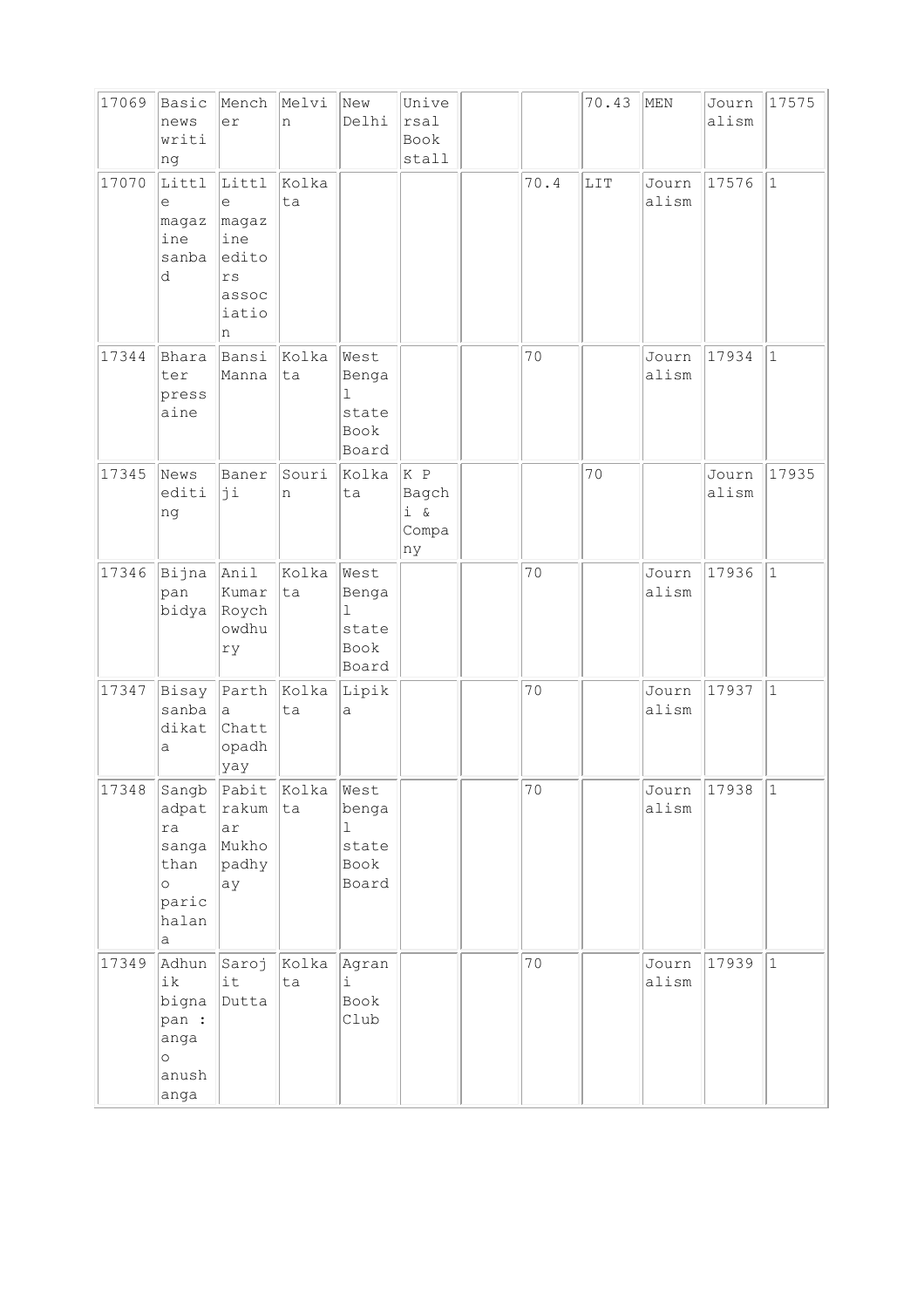| | | | | | | | | | | | |
|---|---|---|---|---|---|---|---|---|---|---|---|
| 17069 | Basic news writing | Mencher | Melvin | New Delhi | Universal Book stall | | | 70.43 | MEN | Journalism | 17575 |
| 17070 | Little magazine sanbad | Little magazine editors association | Kolkata | | | | 70.4 | LIT | Journalism | 17576 | 1 |
| 17344 | Bharater press aine | Bansi Manna | Kolkata | West Bengal state Book Board | | | 70 | | Journalism | 17934 | 1 |
| 17345 | News editing | Banerji | Sourin | Kolkata | K P Bagchi & Company | | | 70 | | Journalism | 17935 |
| 17346 | Bijnapan bidya | Anil Kumar Roychowdhury | Kolkata | West Bengal state Book Board | | | 70 | | Journalism | 17936 | 1 |
| 17347 | Bisay sanbadikata | Partha Chattopadhyay | Kolkata | Lipika | | | 70 | | Journalism | 17937 | 1 |
| 17348 | Sangbadpatra sangathan o paric halana | Pabitrakumar Mukhopadhyay | Kolkata | West bengal state Book Board | | | 70 | | Journalism | 17938 | 1 |
| 17349 | Adhunik bignapan : anga o anushanga | Sarojit Dutta | Kolkata | Agrani Book Club | | | 70 | | Journalism | 17939 | 1 |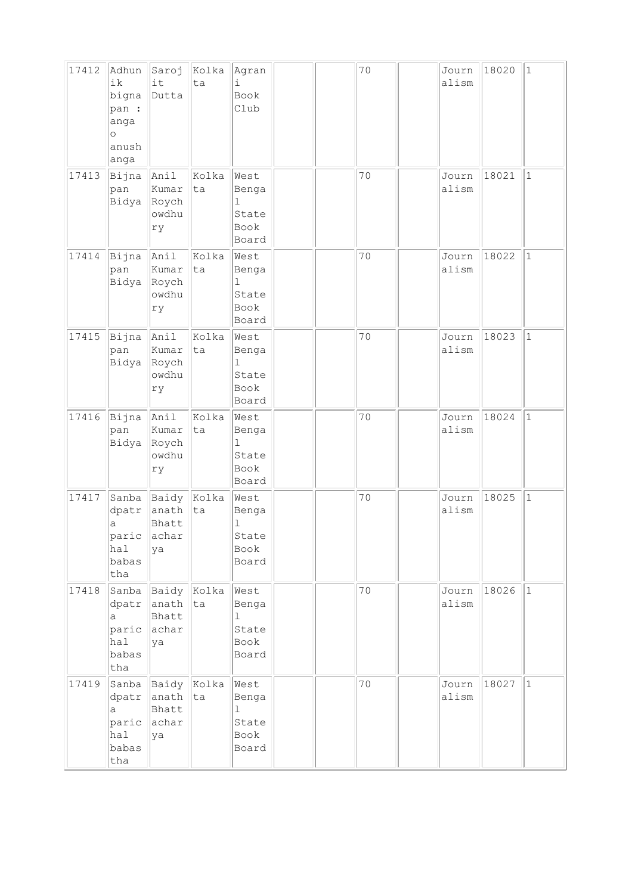| 17412 | Adhunik bignapan : anga o anushanga | Sarojit Dutta | Kolkata | Agrani Book Club | | | 70 | | Journalism | 18020 | 1 |
|---|---|---|---|---|---|---|---|---|---|---|---|
| 17413 | Bijnapan Bidya | Anil Kumar Roychowdhury | Kolkata | West Bengal State Book Board | | | 70 | | Journalism | 18021 | 1 |
| 17414 | Bijnapan Bidya | Anil Kumar Roychowdhury | Kolkata | West Bengal State Book Board | | | 70 | | Journalism | 18022 | 1 |
| 17415 | Bijnapan Bidya | Anil Kumar Roychowdhury | Kolkata | West Bengal State Book Board | | | 70 | | Journalism | 18023 | 1 |
| 17416 | Bijnapan Bidya | Anil Kumar Roychowdhury | Kolkata | West Bengal State Book Board | | | 70 | | Journalism | 18024 | 1 |
| 17417 | Sanbadpatra parichal babastha | Baidyanath Bhattacharya | Kolkata | West Bengal State Book Board | | | 70 | | Journalism | 18025 | 1 |
| 17418 | Sanbadpatra parichal babastha | Baidyanath Bhattacharya | Kolkata | West Bengal State Book Board | | | 70 | | Journalism | 18026 | 1 |
| 17419 | Sanbadpatra parichal babastha | Baidyanath Bhattacharya | Kolkata | West Bengal State Book Board | | | 70 | | Journalism | 18027 | 1 |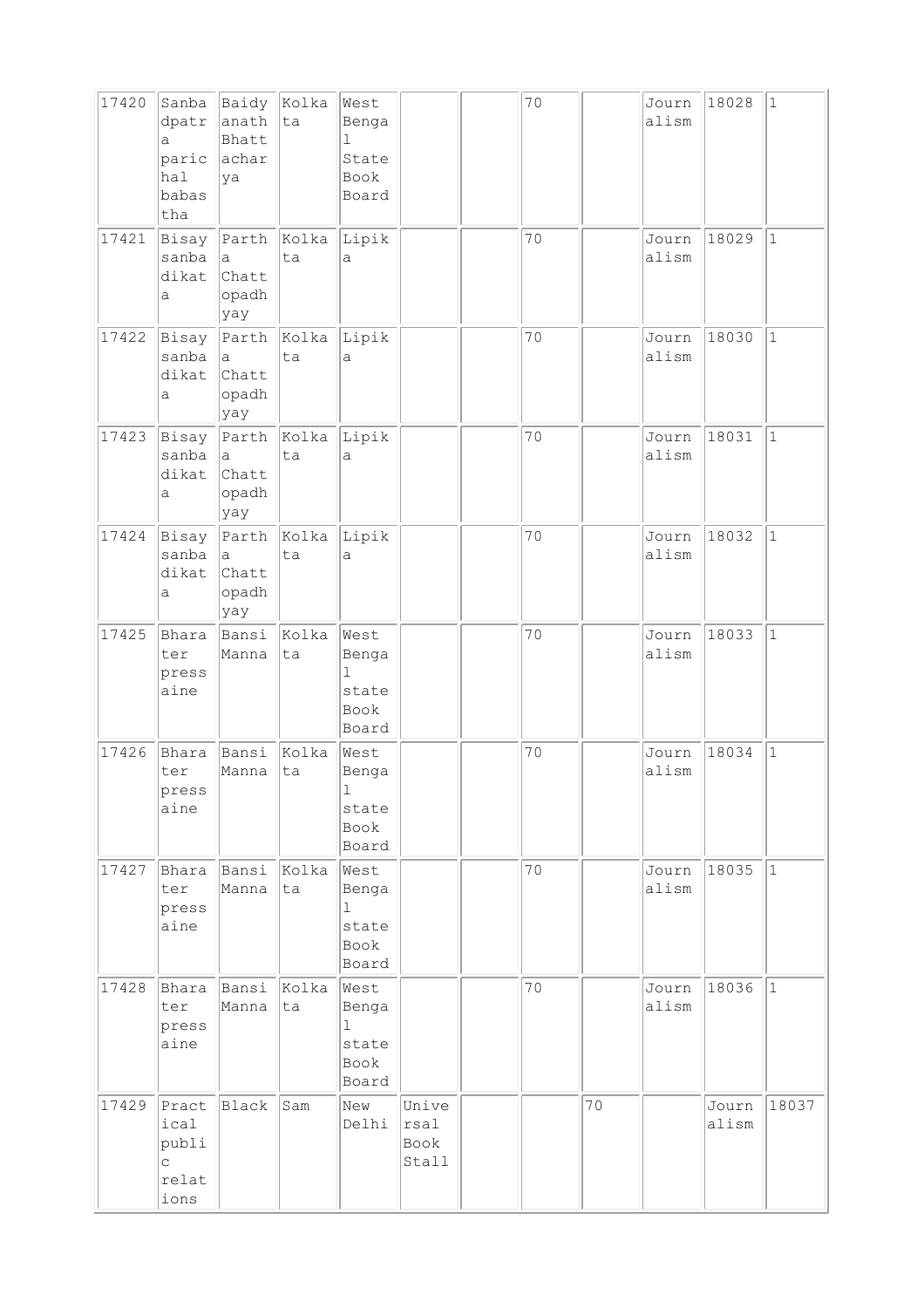| | | | | | | | | | | | |
|---|---|---|---|---|---|---|---|---|---|---|---|
| 17420 | Sanbadpatra parichal babastha | Baidyanath Bhattacharya | Kolkata | West Bengal State Book Board | | | 70 | | Journalism | 18028 | 1 |
| 17421 | Bisaysanbadikata | Partha Chattopadhyay | Kolkata | Lipika | | | 70 | | Journalism | 18029 | 1 |
| 17422 | Bisaysanbadikata | Partha Chattopadhyay | Kolkata | Lipika | | | 70 | | Journalism | 18030 | 1 |
| 17423 | Bisaysanbadikata | Partha Chattopadhyay | Kolkata | Lipika | | | 70 | | Journalism | 18031 | 1 |
| 17424 | Bisaysanbadikata | Partha Chattopadhyay | Kolkata | Lipika | | | 70 | | Journalism | 18032 | 1 |
| 17425 | Bharater pressaine | Bansi Manna | Kolkata | West Bengal state Book Board | | | 70 | | Journalism | 18033 | 1 |
| 17426 | Bharater pressaine | Bansi Manna | Kolkata | West Bengal state Book Board | | | 70 | | Journalism | 18034 | 1 |
| 17427 | Bharater pressaine | Bansi Manna | Kolkata | West Bengal state Book Board | | | 70 | | Journalism | 18035 | 1 |
| 17428 | Bharater pressaine | Bansi Manna | Kolkata | West Bengal state Book Board | | | 70 | | Journalism | 18036 | 1 |
| 17429 | Practical public relations | Black | Sam | New Delhi | Universal Book Stall | | | 70 | | Journalism | 18037 |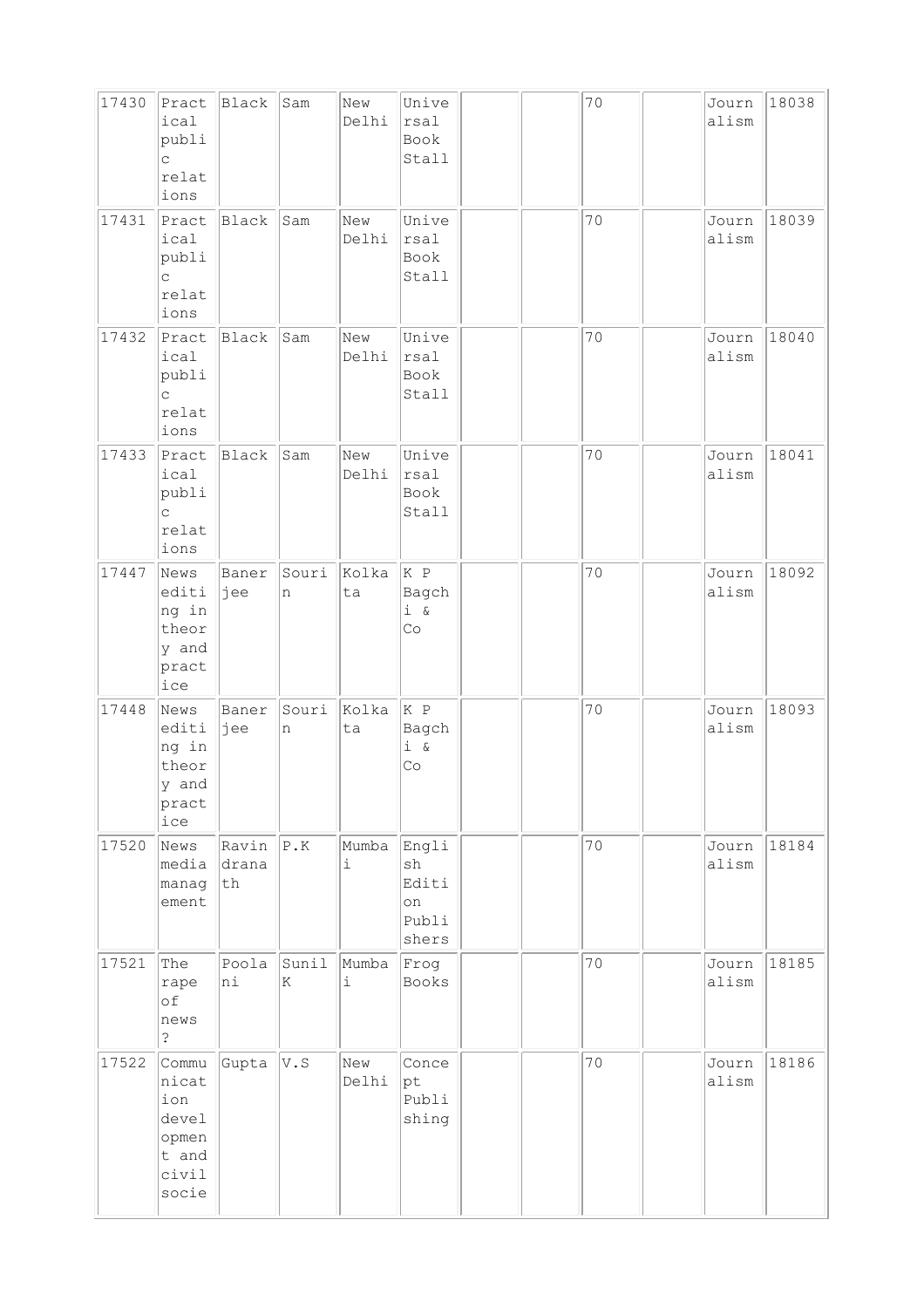| 17430 | Practical public relations | Black | Sam | New Delhi | Universal Book Stall | | | 70 | | Journalism | 18038 |
|---|---|---|---|---|---|---|---|---|---|---|---|
| 17431 | Practical public relations | Black | Sam | New Delhi | Universal Book Stall | | | 70 | | Journalism | 18039 |
| 17432 | Practical public relations | Black | Sam | New Delhi | Universal Book Stall | | | 70 | | Journalism | 18040 |
| 17433 | Practical public relations | Black | Sam | New Delhi | Universal Book Stall | | | 70 | | Journalism | 18041 |
| 17447 | News editing in theory and practice | Banerjee | Sourin | Kolkata | K P Bagchi & Co | | | 70 | | Journalism | 18092 |
| 17448 | News editing in theory and practice | Banerjee | Sourin | Kolkata | K P Bagchi & Co | | | 70 | | Journalism | 18093 |
| 17520 | News media management | Ravindranath | P.K | Mumbai | English Edition Publishers | | | 70 | | Journalism | 18184 |
| 17521 | The rape of news ? | Poolani | Sunil K | Mumbai | Frog Books | | | 70 | | Journalism | 18185 |
| 17522 | Communication development and civil socie | Gupta | V.S | New Delhi | Concept Publishing | | | 70 | | Journalism | 18186 |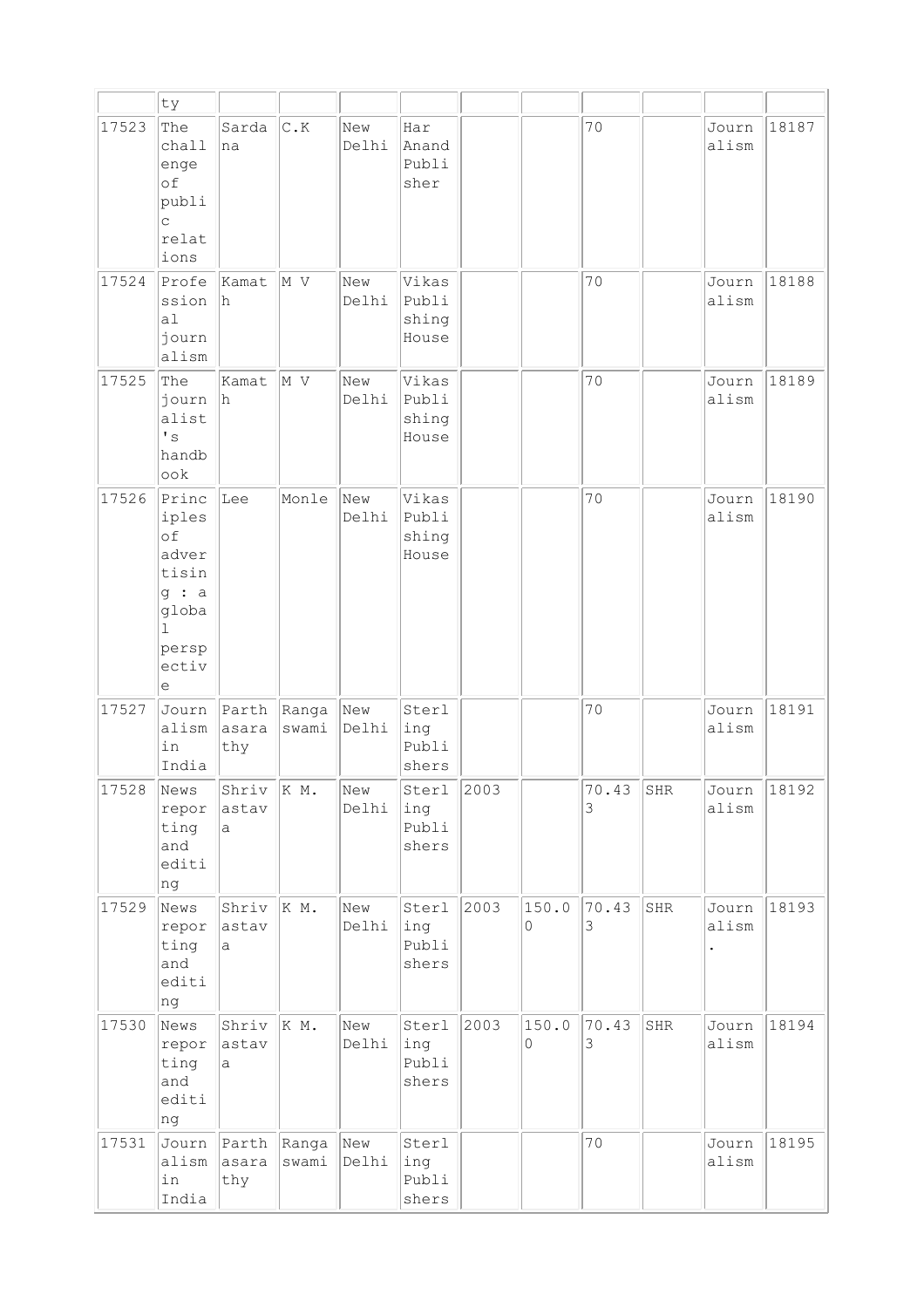| | ty | | | | | | | | | | |
|---|---|---|---|---|---|---|---|---|---|---|---|
| 17523 | The challenge of public relations | Sardana | C.K | New Delhi | Har Anand Publisher | | | 70 | | Journalism | 18187 |
| 17524 | Professional journalism | Kamath | M V | New Delhi | Vikas Publishing House | | | 70 | | Journalism | 18188 |
| 17525 | The journalist's handbook | Kamath | M V | New Delhi | Vikas Publishing House | | | 70 | | Journalism | 18189 |
| 17526 | Principles of advertising : a global perspective | Lee | Monle | New Delhi | Vikas Publishing House | | | 70 | | Journalism | 18190 |
| 17527 | Journalism in India | Parthasarathy | Rangaswami | New Delhi | Sterling Publishers | | | 70 | | Journalism | 18191 |
| 17528 | News reporting and editing | Shrivastava | K M. | New Delhi | Sterling Publishers | 2003 | | 70.433 | SHR | Journalism | 18192 |
| 17529 | News reporting and editing | Shrivastava | K M. | New Delhi | Sterling Publishers | 2003 | 150.00 | 70.433 | SHR | Journalism. | 18193 |
| 17530 | News reporting and editing | Shrivastava | K M. | New Delhi | Sterling Publishers | 2003 | 150.00 | 70.433 | SHR | Journalism | 18194 |
| 17531 | Journalism in India | Parthasarathy | Rangaswami | New Delhi | Sterling Publishers | | | 70 | | Journalism | 18195 |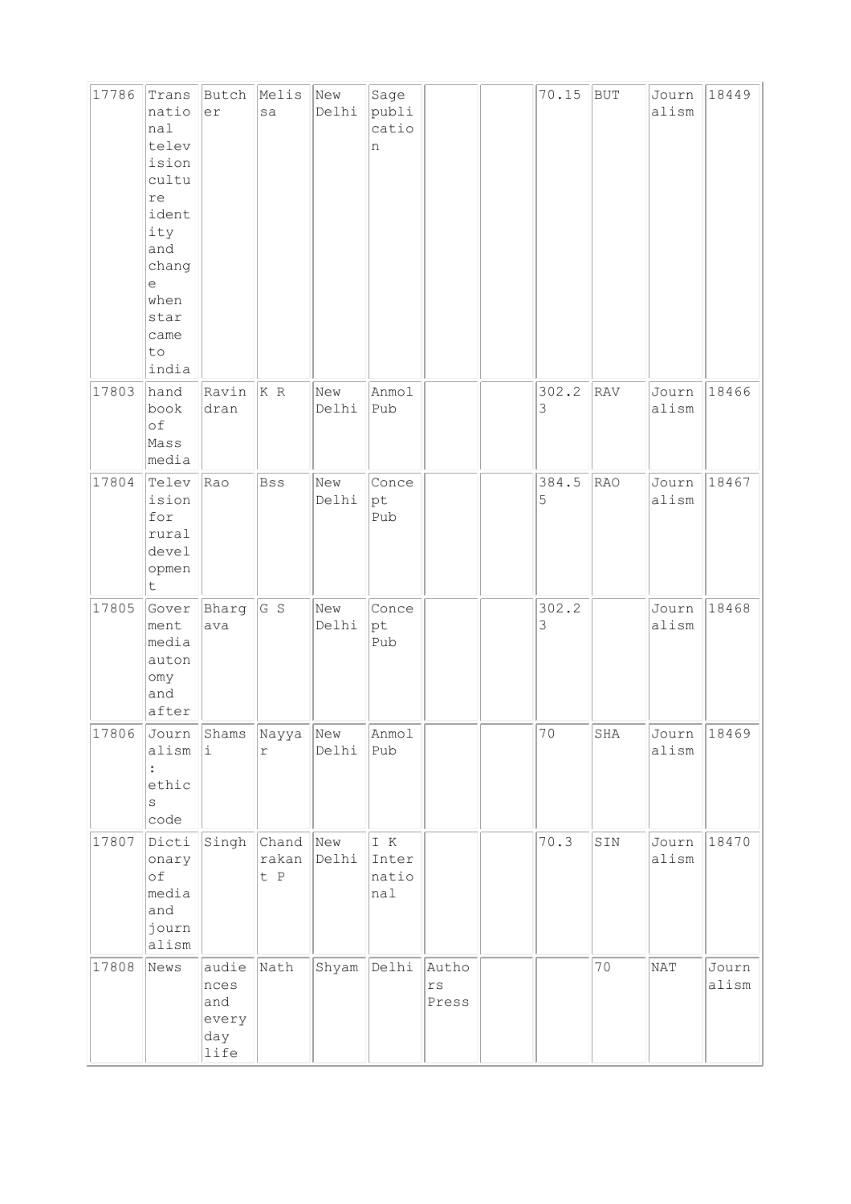| 17786 | Transnational television culture identity and change when star came to india | Butcher | Melissa | New Delhi | Sage publication | | | 70.15 | BUT | Journalism | 18449 |
|---|---|---|---|---|---|---|---|---|---|---|---|
| 17803 | hand book of Mass media | Ravindran | K R | New Delhi | Anmol Pub | | | 302.23 | RAV | Journalism | 18466 |
| 17804 | Television for rural development | Rao | Bss | New Delhi | Concept Pub | | | 384.55 | RAO | Journalism | 18467 |
| 17805 | Goverment media autonomy and after | Bhargava | G S | New Delhi | Concept Pub | | | 302.23 | | Journalism | 18468 |
| 17806 | Journalism : ethics code | Shamsi | Nayyar | New Delhi | Anmol Pub | | | 70 | SHA | Journalism | 18469 |
| 17807 | Dictionary of media and journalism | Singh | Chandrakant P | New Delhi | I K International | | | 70.3 | SIN | Journalism | 18470 |
| 17808 | News | audiences and every day life | Nath | Shyam | Delhi | Authors Press | | | 70 | NAT | Journalism |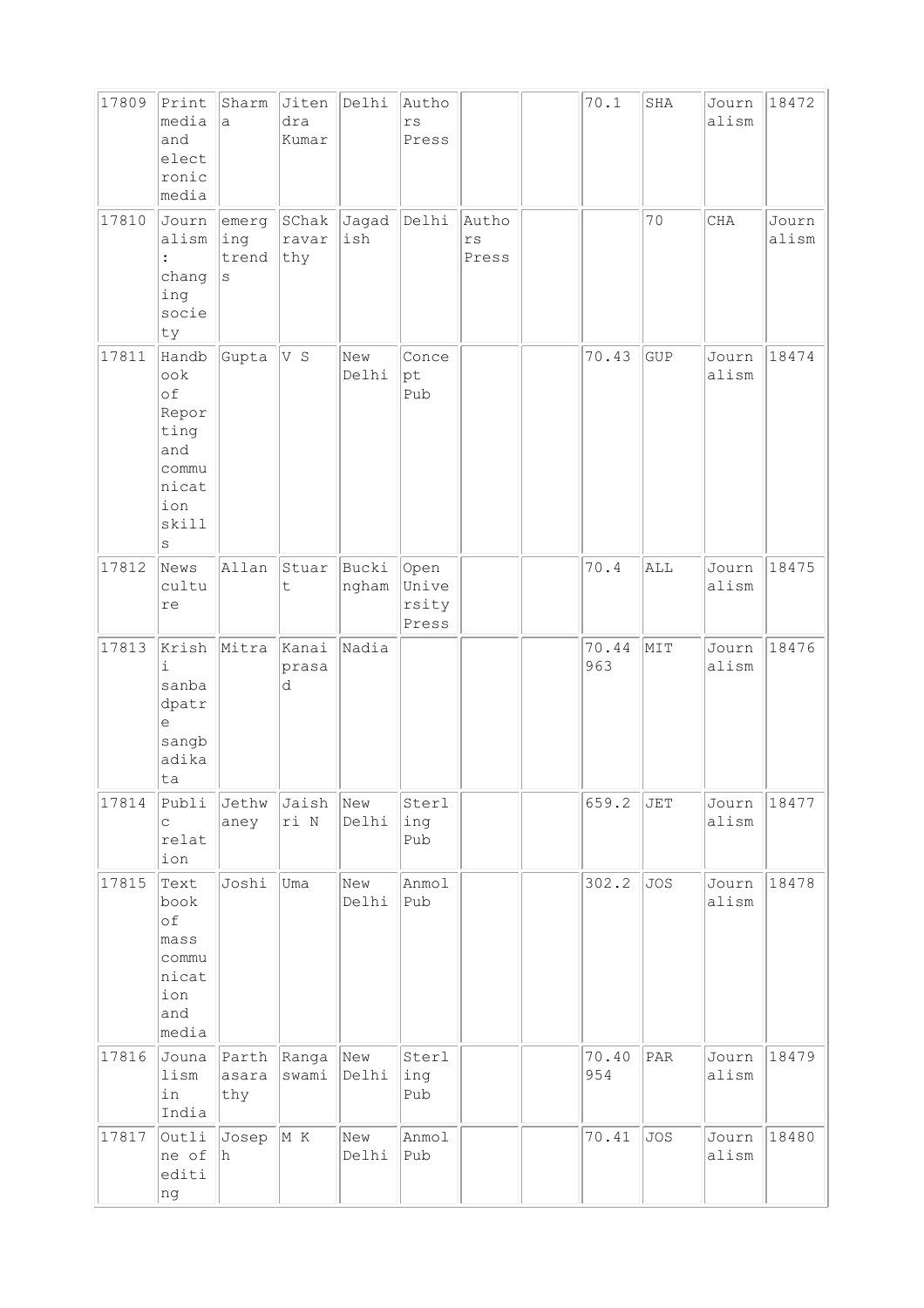| | | | | | | | | | | | |
|---|---|---|---|---|---|---|---|---|---|---|---|
| 17809 | Print media and electronic media | Sharma | Jitendra Kumar | Delhi | Authors Press | | | 70.1 | SHA | Journalism | 18472 |
| 17810 | Journalism : changing society | emerging trends | SChakravarthy | Jagadish | Delhi | Authors Press | | | 70 | CHA | Journalism |
| 17811 | Handbook of Reporting and communication skills | Gupta | V S | New Delhi | Concept Pub | | | 70.43 | GUP | Journalism | 18474 |
| 17812 | News culture | Allan | Stuart | Buckingham | Open University Press | | | 70.4 | ALL | Journalism | 18475 |
| 17813 | Krishi sanbadpatre sangbadikata | Mitra | Kanaiprasad | Nadia | | | | 70.44963 | MIT | Journalism | 18476 |
| 17814 | Public relation | Jethwaney | Jaishri N | New Delhi | Sterling Pub | | | 659.2 | JET | Journalism | 18477 |
| 17815 | Text book of mass communication and media | Joshi | Uma | New Delhi | Anmol Pub | | | 302.2 | JOS | Journalism | 18478 |
| 17816 | Jounalism in India | Parthasarathy | Rangaswami | New Delhi | Sterling Pub | | | 70.40954 | PAR | Journalism | 18479 |
| 17817 | Outline of editing | Joseph | M K | New Delhi | Anmol Pub | | | 70.41 | JOS | Journalism | 18480 |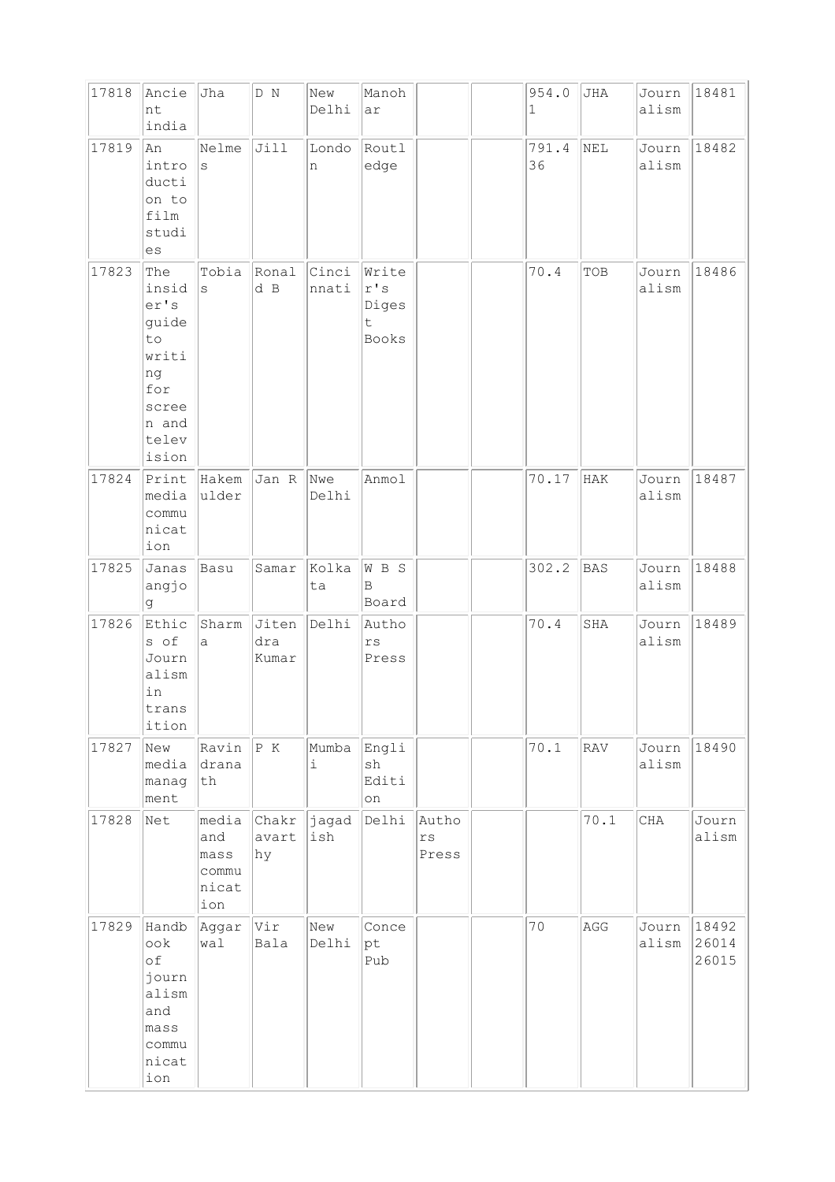| | | | | | | | | | | | |
|---|---|---|---|---|---|---|---|---|---|---|---|
| 17818 | Ancient india | Jha | D N | New Delhi | Manohar | | | 954.01 | JHA | Journalism | 18481 |
| 17819 | An introduction to film studies | Nelmes | Jill | London | Routledge | | | 791.436 | NEL | Journalism | 18482 |
| 17823 | The insider's guide to writing for screen and television | Tobias | Ronald B | Cincinnati | Writer's Digest Books | | | 70.4 | TOB | Journalism | 18486 |
| 17824 | Print media communication | Hakemulder | Jan R | Nwe Delhi | Anmol | | | 70.17 | HAK | Journalism | 18487 |
| 17825 | Janasangjog | Basu | Samar | Kolkata | W B S B Board | | | 302.2 | BAS | Journalism | 18488 |
| 17826 | Ethics of Journalism in transition | Sharma | Jitendra Kumar | Delhi | Authors Press | | | 70.4 | SHA | Journalism | 18489 |
| 17827 | New media management | Ravindranath | P K | Mumbai | English Edition | | | 70.1 | RAV | Journalism | 18490 |
| 17828 | Net | media and mass communication | Chakravarthy | jagadish | Delhi | Authors Press | | | 70.1 | CHA | Journalism |
| 17829 | Handbook of journalism and mass communication | Aggarwal | Vir Bala | New Delhi | Concept Pub | | | 70 | AGG | Journalism | 18492 26014 26015 |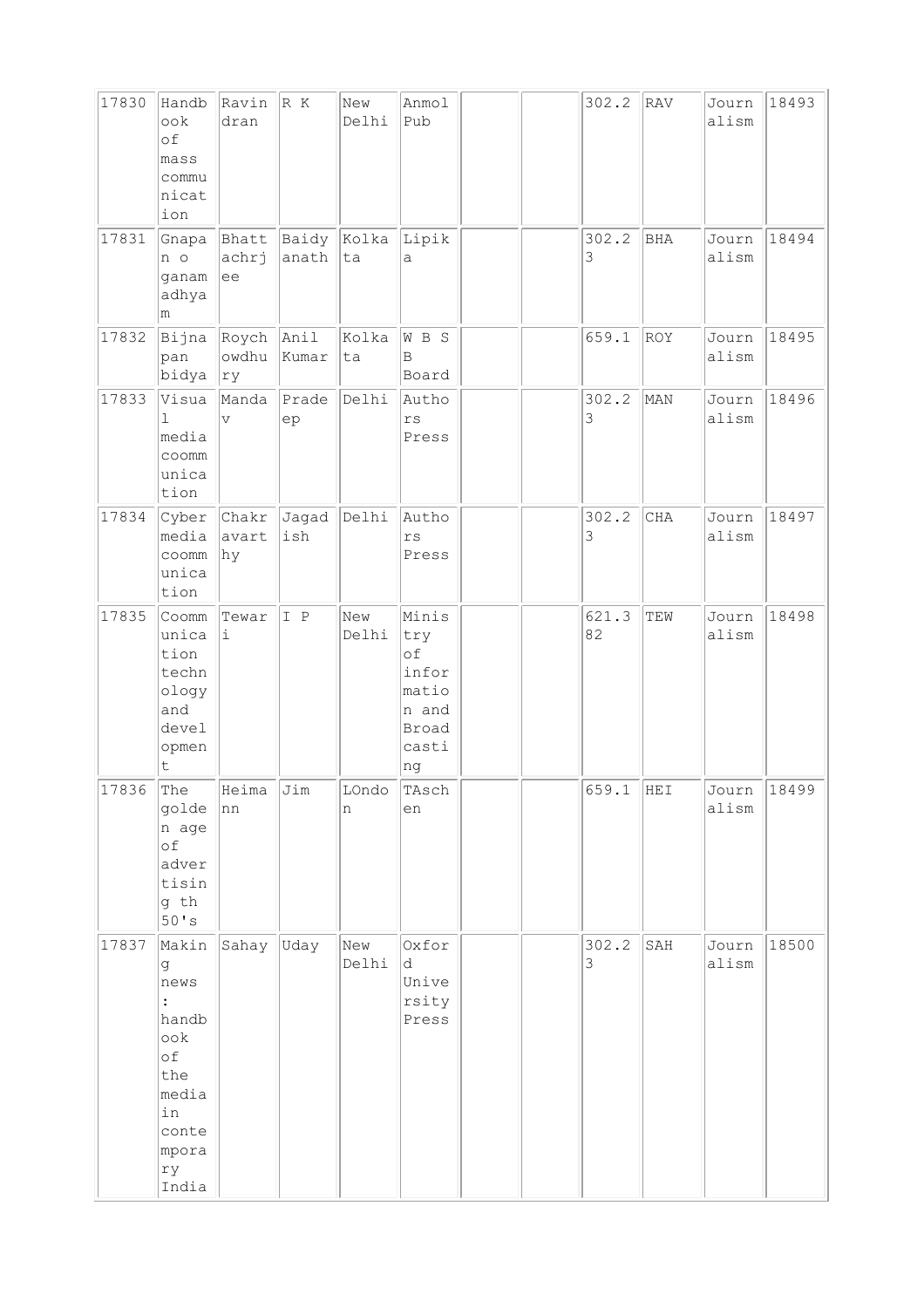| | | | | | | | | | | | |
|---|---|---|---|---|---|---|---|---|---|---|---|
| 17830 | Handbook of mass communication | Ravindran | R K | New Delhi | Anmol Pub | | | 302.2 | RAV | Journalism | 18493 |
| 17831 | Gnapan o ganamadhyam | Bhattachrjee | Baidyanath | Kolkata | Lipika | | | 302.23 | BHA | Journalism | 18494 |
| 17832 | Bijnapan bidya | Roychowdhury | Anil Kumar | Kolkata | W B S B Board | | | 659.1 | ROY | Journalism | 18495 |
| 17833 | Visual media coommunication | Mandav | Pradeep | Delhi | Authors Press | | | 302.23 | MAN | Journalism | 18496 |
| 17834 | Cyber media coommunication | Chakravarthy | Jagadish | Delhi | Authors Press | | | 302.23 | CHA | Journalism | 18497 |
| 17835 | Coommunication technology and development | Tewari | I P | New Delhi | Ministry of information and Broadcasting | | | 621.382 | TEW | Journalism | 18498 |
| 17836 | The golden age of advertising th 50's | Heimann | Jim | LOndon | TAschen | | | 659.1 | HEI | Journalism | 18499 |
| 17837 | Making news : handbook of the media in contemporary India | Sahay | Uday | New Delhi | Oxford University Press | | | 302.23 | SAH | Journalism | 18500 |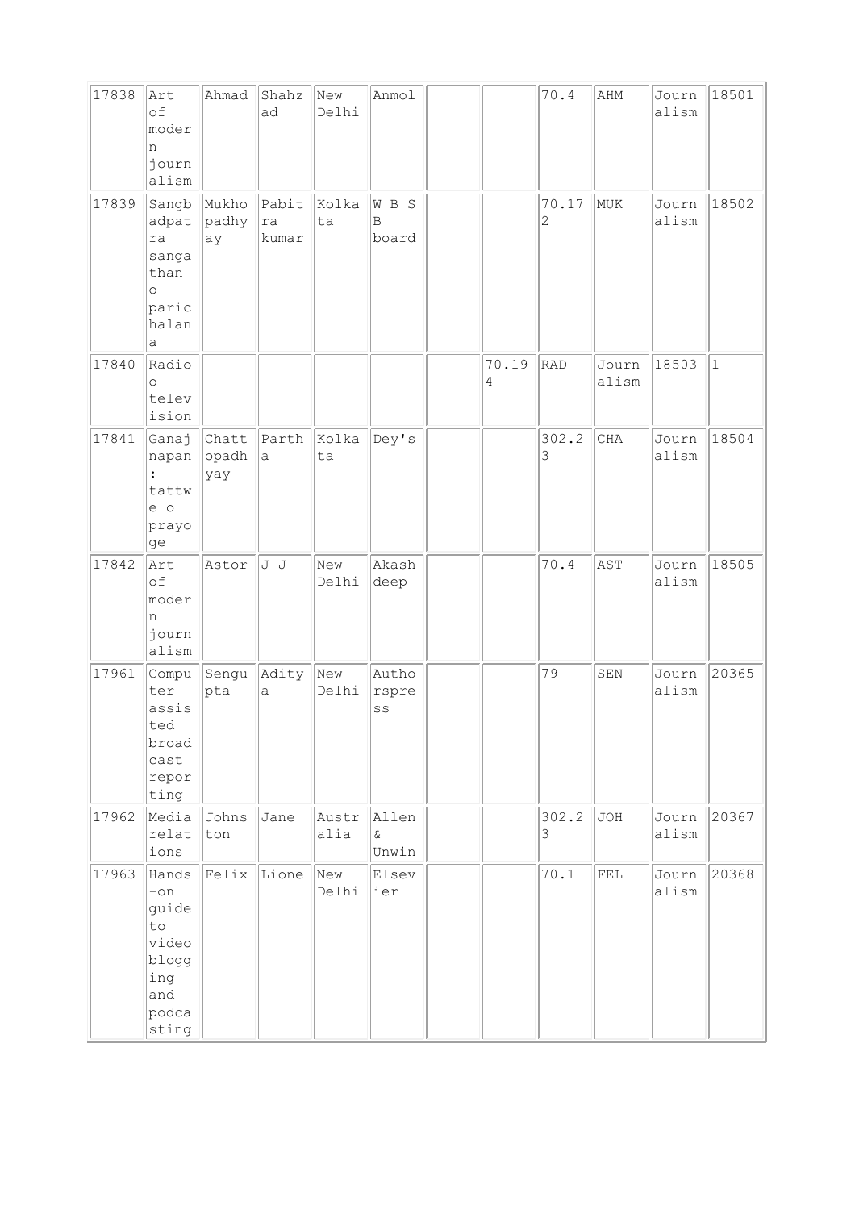| | | | | | | | | | | | |
|---|---|---|---|---|---|---|---|---|---|---|---|
| 17838 | Art of modern journalism | Ahmad | Shahzad | New Delhi | Anmol | | | 70.4 | AHM | Journalism | 18501 |
| 17839 | Sangbadpatra sangathano parichalana | Mukhopadhyay | Pabitra kumar | Kolkata | W B S B board | | | 70.172 | MUK | Journalism | 18502 |
| 17840 | Radio o television | | | | | | 70.194 | RAD | Journalism | 18503 | 1 |
| 17841 | Ganajnapan : tattwe o prayoge | Chattopadhyay | Partha | Kolkata | Dey's | | | 302.23 | CHA | Journalism | 18504 |
| 17842 | Art of modern journalism | Astor | J J | New Delhi | Akashdeep | | | 70.4 | AST | Journalism | 18505 |
| 17961 | Computer assisted broadcast reporting | Sengupta | Aditya | New Delhi | Authorspress | | | 79 | SEN | Journalism | 20365 |
| 17962 | Media relations | Johnston | Jane | Australia | Allen & Unwin | | | 302.23 | JOH | Journalism | 20367 |
| 17963 | Hands-on guide to video blogging and podcasting | Felix | Lionel | New Delhi | Elsevier | | | 70.1 | FEL | Journalism | 20368 |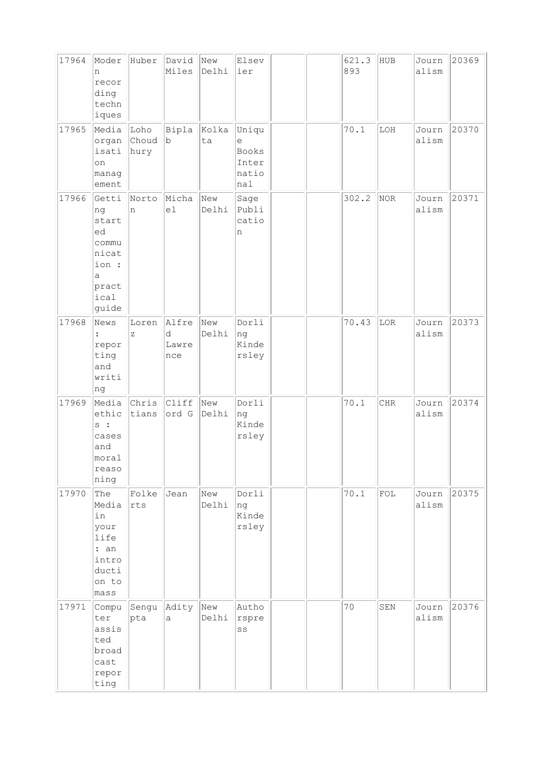| 17964 | Modern recording techniques | Huber | David Miles | New Delhi | Elsevier | | | 621.3893 | HUB | Journalism | 20369 |
|---|---|---|---|---|---|---|---|---|---|---|---|
| 17965 | Media organisation management | Loho Choudhury | Biplab | Kolkata | Unique Books International | | | 70.1 | LOH | Journalism | 20370 |
| 17966 | Getting started communication : a practical guide | Norton | Michael | New Delhi | Sage Publication | | | 302.2 | NOR | Journalism | 20371 |
| 17968 | News : reporting and writing | Lorenz | Alfred Lawrence | New Delhi | Dorling Kindersley | | | 70.43 | LOR | Journalism | 20373 |
| 17969 | Media ethics : cases and moral reasoning | Christians | Clifford G | New Delhi | Dorling Kindersley | | | 70.1 | CHR | Journalism | 20374 |
| 17970 | The Media in your life : an introduction to mass | Folkerts | Jean | New Delhi | Dorling Kindersley | | | 70.1 | FOL | Journalism | 20375 |
| 17971 | Computer assisted broadcast reporting | Sengupta | Aditya | New Delhi | Authorspress | | | 70 | SEN | Journalism | 20376 |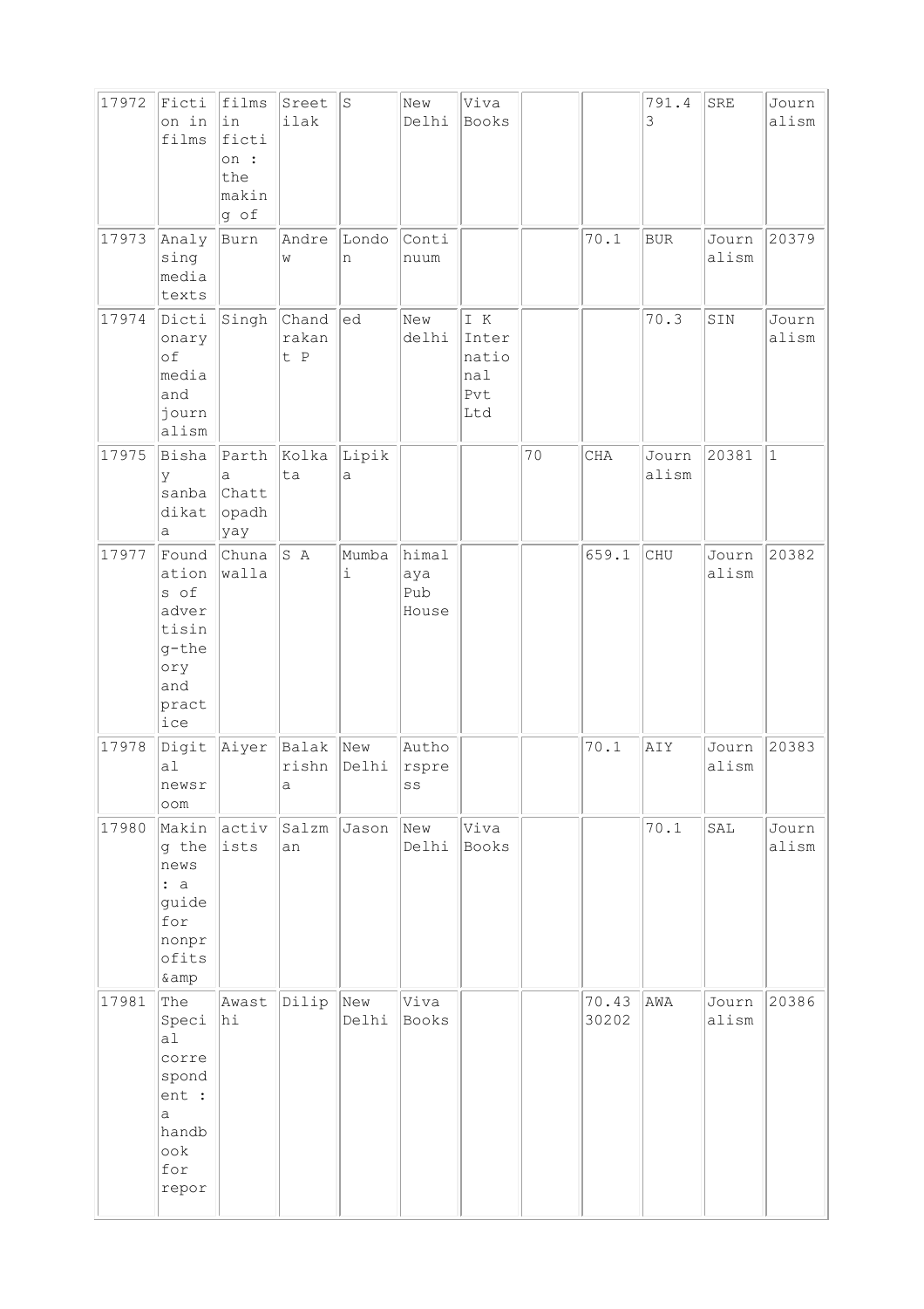| 17972 | Fiction in films | films in fiction : the making of | Sreetilak | S | New Delhi | Viva Books | | | 791.43 | SRE | Journalism |
|---|---|---|---|---|---|---|---|---|---|---|---|
| 17973 | Analysing media texts | Burn | Andrew | London | Continuum | | | 70.1 | BUR | Journalism | 20379 |
| 17974 | Dictionary of media and journalism | Singh | Chandrakant P | ed | New delhi | I K International Pvt Ltd | | | 70.3 | SIN | Journalism |
| 17975 | Bishay sanbadikata | Partha Chattopadhyay | Kolkata | Lipika | | | 70 | CHA | Journalism | 20381 | 1 |
| 17977 | Foundations of advertising-theory and practice | Chunawalla | S A | Mumbai | himalaya Pub House | | | 659.1 | CHU | Journalism | 20382 |
| 17978 | Digital newsroom | Aiyer | Balakrishna | New Delhi | Authorspress | | | 70.1 | AIY | Journalism | 20383 |
| 17980 | Making the news : a guide for nonprofits &amp | activists | Salzman | Jason | New Delhi | Viva Books | | | 70.1 | SAL | Journalism |
| 17981 | The Special correspondent : a handbook for repor | Awasthi | Dilip | New Delhi | Viva Books | | | 70.4330202 | AWA | Journalism | 20386 |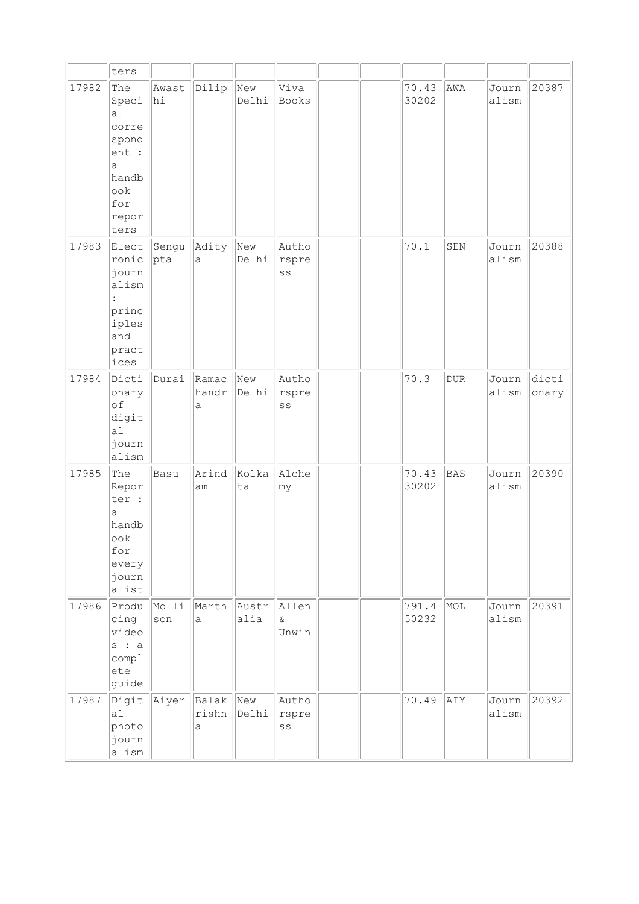| | | | | | | | | | | | |
|---|---|---|---|---|---|---|---|---|---|---|---|
| | ters | | | | | | | | | | |
| 17982 | The Special correspondent : a handbook for reporters | Awasthi | Dilip | New Delhi | Viva Books | | | 70.4330202 | AWA | Journalism | 20387 |
| 17983 | Electronic journalism : principles and practices | Sengupta | Aditya | New Delhi | Authorspress | | | 70.1 | SEN | Journalism | 20388 |
| 17984 | Dictionary of digital journalism | Durai | Ramachandra | New Delhi | Authorspress | | | 70.3 | DUR | Journalism | dictionary |
| 17985 | The Reporter : a handbook for every journalist | Basu | Arindam | Kolkata | Alchemy | | | 70.4330202 | BAS | Journalism | 20390 |
| 17986 | Producing videos : a complete guide | Mollison | Martha | Australia | Allen & Unwin | | | 791.450232 | MOL | Journalism | 20391 |
| 17987 | Digital photojournalism | Aiyer | Balakrishna | New Delhi | Authorspress | | | 70.49 | AIY | Journalism | 20392 |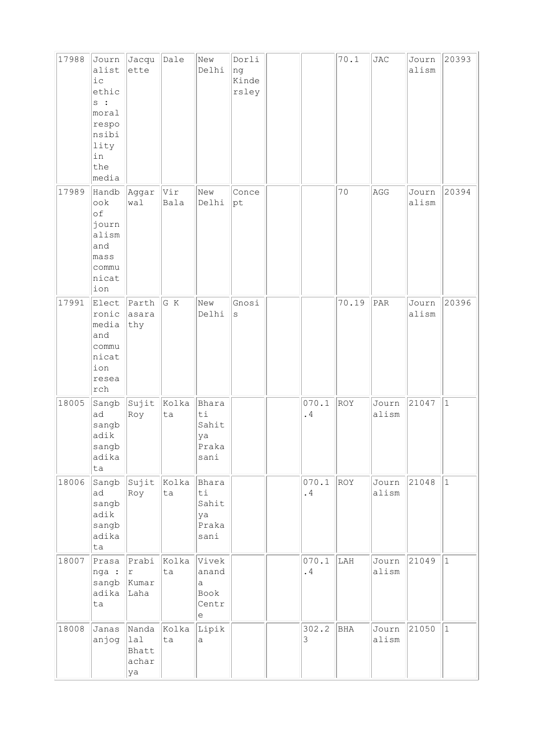| | | | | | | | | | | | |
|---|---|---|---|---|---|---|---|---|---|---|---|
| 17988 | Journalistic ethics : moral responsibility in the media | Jacquette | Dale | New Delhi | Dorling Kindersley | | | 70.1 | JAC | Journalism | 20393 |
| 17989 | Handbook of journalism and mass communication | Aggarwal | Vir Bala | New Delhi | Concept | | | 70 | AGG | Journalism | 20394 |
| 17991 | Electronic media and communication research | Parthasarathy | G K | New Delhi | Gnosis | | | 70.19 | PAR | Journalism | 20396 |
| 18005 | Sangbad sangbadik sangbadikata | Sujit Roy | Kolkata | Bharati Sahitya Prakasani | | | 070.1.4 | ROY | Journalism | 21047 | 1 |
| 18006 | Sangbad sangbadik sangbadikata | Sujit Roy | Kolkata | Bharati Sahitya Prakasani | | | 070.1.4 | ROY | Journalism | 21048 | 1 |
| 18007 | Prasanga : sangbadikata | Prabir Kumar Laha | Kolkata | Vivekananda Book Centre | | | 070.1.4 | LAH | Journalism | 21049 | 1 |
| 18008 | Janasanjog | Nandalal Bhattacharya | Kolkata | Lipika | | | 302.23 | BHA | Journalism | 21050 | 1 |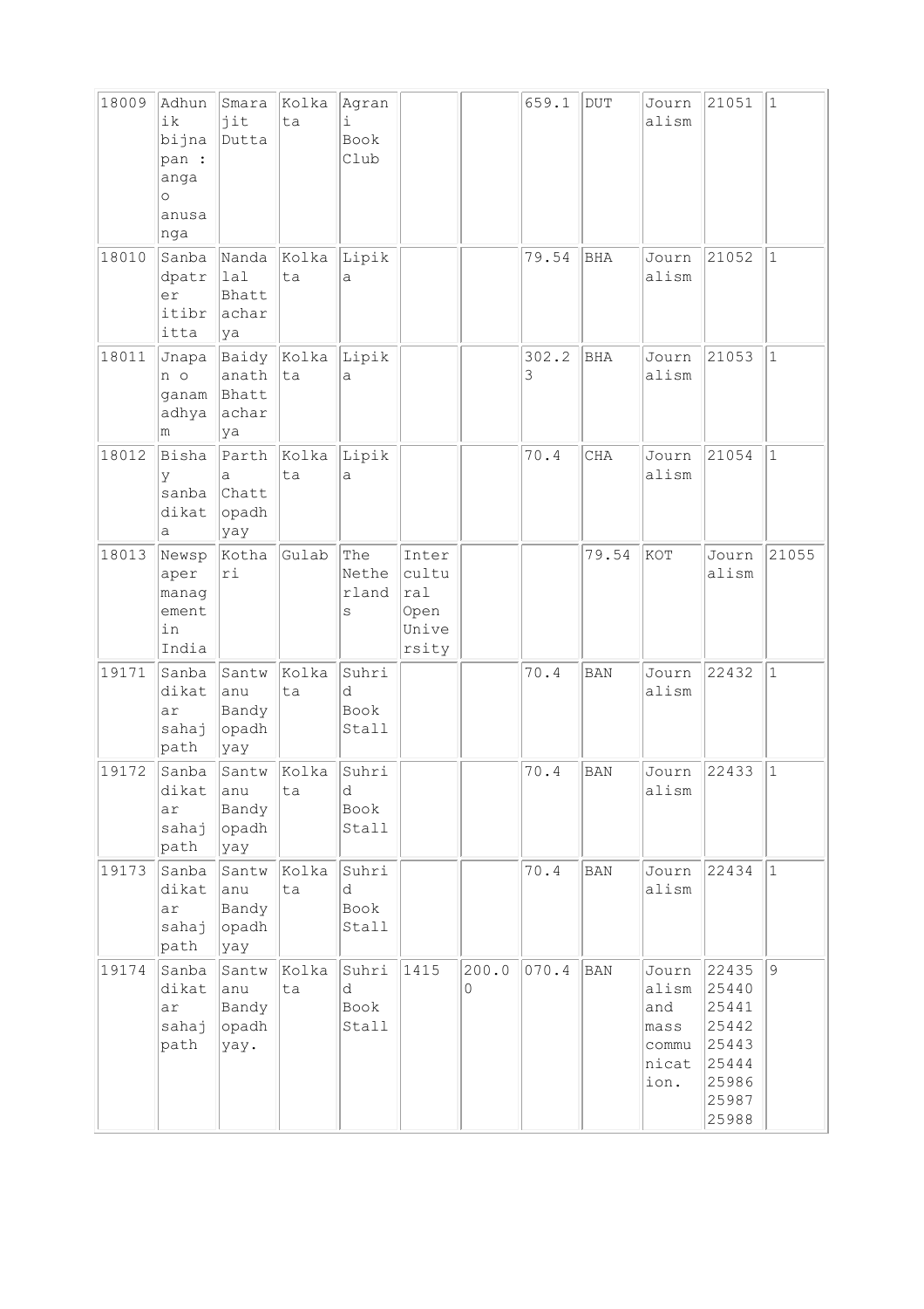| 18009 | Adhunik bijnapan : anga o anusanga | Smarajit Dutta | Kolkata | Agrani Book Club | | | 659.1 | DUT | Journalism | 21051 | 1 |
|---|---|---|---|---|---|---|---|---|---|---|---|
| 18010 | Sanbadpatrer itibritta | Nandalal Bhattacharya | Kolkata | Lipika | | | 79.54 | BHA | Journalism | 21052 | 1 |
| 18011 | Jnapan o ganamadhyam | Baidyanath Bhattacharya | Kolkata | Lipika | | | 302.23 | BHA | Journalism | 21053 | 1 |
| 18012 | Bishay sanbadika | Partha Chattopadhyay | Kolkata | Lipika | | | 70.4 | CHA | Journalism | 21054 | 1 |
| 18013 | Newspaper management in India | Kothari | Gulab | The Netherlands | Intercultural Open University | | | 79.54 | KOT | Journalism | 21055 |
| 19171 | Sanbadikar sahajpath | Santwanu Bandyopadhyay | Kolkata | Suhrid Book Stall | | | 70.4 | BAN | Journalism | 22432 | 1 |
| 19172 | Sanbadikar sahajpath | Santwanu Bandyopadhyay | Kolkata | Suhrid Book Stall | | | 70.4 | BAN | Journalism | 22433 | 1 |
| 19173 | Sanbadikar sahajpath | Santwanu Bandyopadhyay | Kolkata | Suhrid Book Stall | | | 70.4 | BAN | Journalism | 22434 | 1 |
| 19174 | Sanbadikar sahajpath | Santwanu Bandyopadhyay. | Kolkata | Suhrid Book Stall | 1415 | 200.00 | 070.4 | BAN | Journalism and mass communication. | 22435 25440 25441 25442 25443 25444 25986 25987 25988 | 9 |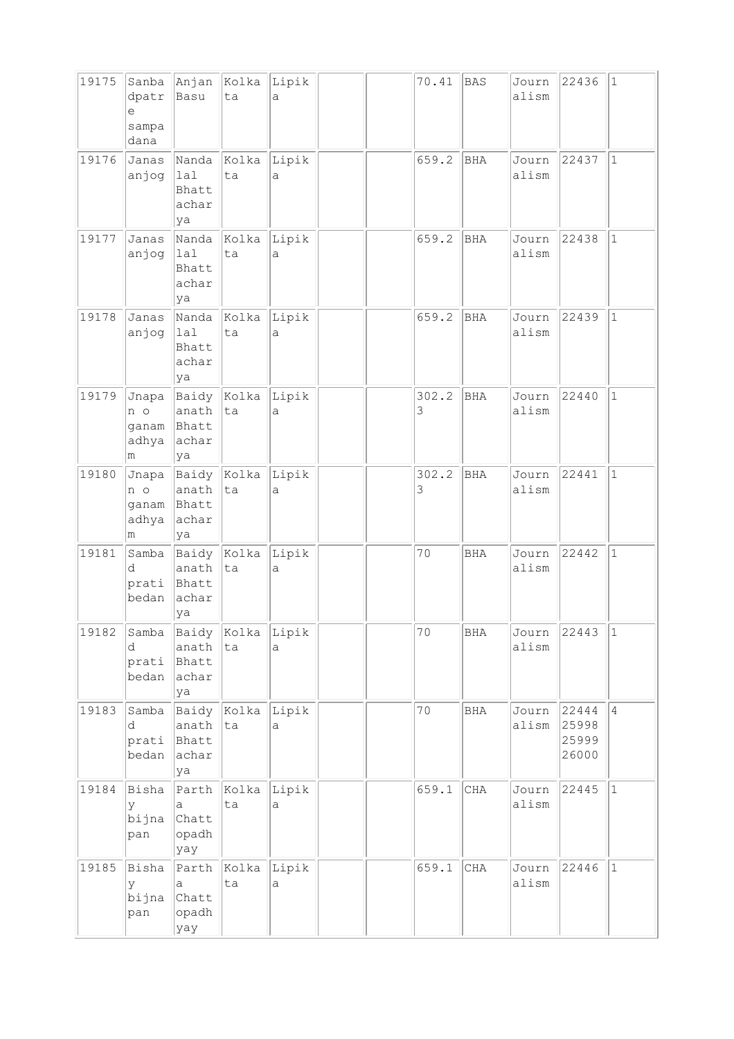| 19175 | Sanbadpatre sampadana | Anjan Basu | Kolkata | Lipika | | | 70.41 | BAS | Journalism | 22436 | 1 |
|---|---|---|---|---|---|---|---|---|---|---|---|
| 19176 | Janasanjog | Nandalal Bhattacharya | Kolkata | Lipika | | | 659.2 | BHA | Journalism | 22437 | 1 |
| 19177 | Janasanjog | Nandalal Bhattacharya | Kolkata | Lipika | | | 659.2 | BHA | Journalism | 22438 | 1 |
| 19178 | Janasanjog | Nandalal Bhattacharya | Kolkata | Lipika | | | 659.2 | BHA | Journalism | 22439 | 1 |
| 19179 | Jnapan o ganamadhyam | Baidyanath Bhattacharya | Kolkata | Lipika | | | 302.23 | BHA | Journalism | 22440 | 1 |
| 19180 | Jnapan o ganamadhyam | Baidyanath Bhattacharya | Kolkata | Lipika | | | 302.23 | BHA | Journalism | 22441 | 1 |
| 19181 | Sambad pratibedan | Baidyanath Bhattacharya | Kolkata | Lipika | | | 70 | BHA | Journalism | 22442 | 1 |
| 19182 | Sambad pratibedan | Baidyanath Bhattacharya | Kolkata | Lipika | | | 70 | BHA | Journalism | 22443 | 1 |
| 19183 | Sambad pratibedan | Baidyanath Bhattacharya | Kolkata | Lipika | | | 70 | BHA | Journalism | 22444 25998 25999 26000 | 4 |
| 19184 | Bishay bijnapan | Partha Chattopadhyay | Kolkata | Lipika | | | 659.1 | CHA | Journalism | 22445 | 1 |
| 19185 | Bishay bijnapan | Partha Chattopadhyay | Kolkata | Lipika | | | 659.1 | CHA | Journalism | 22446 | 1 |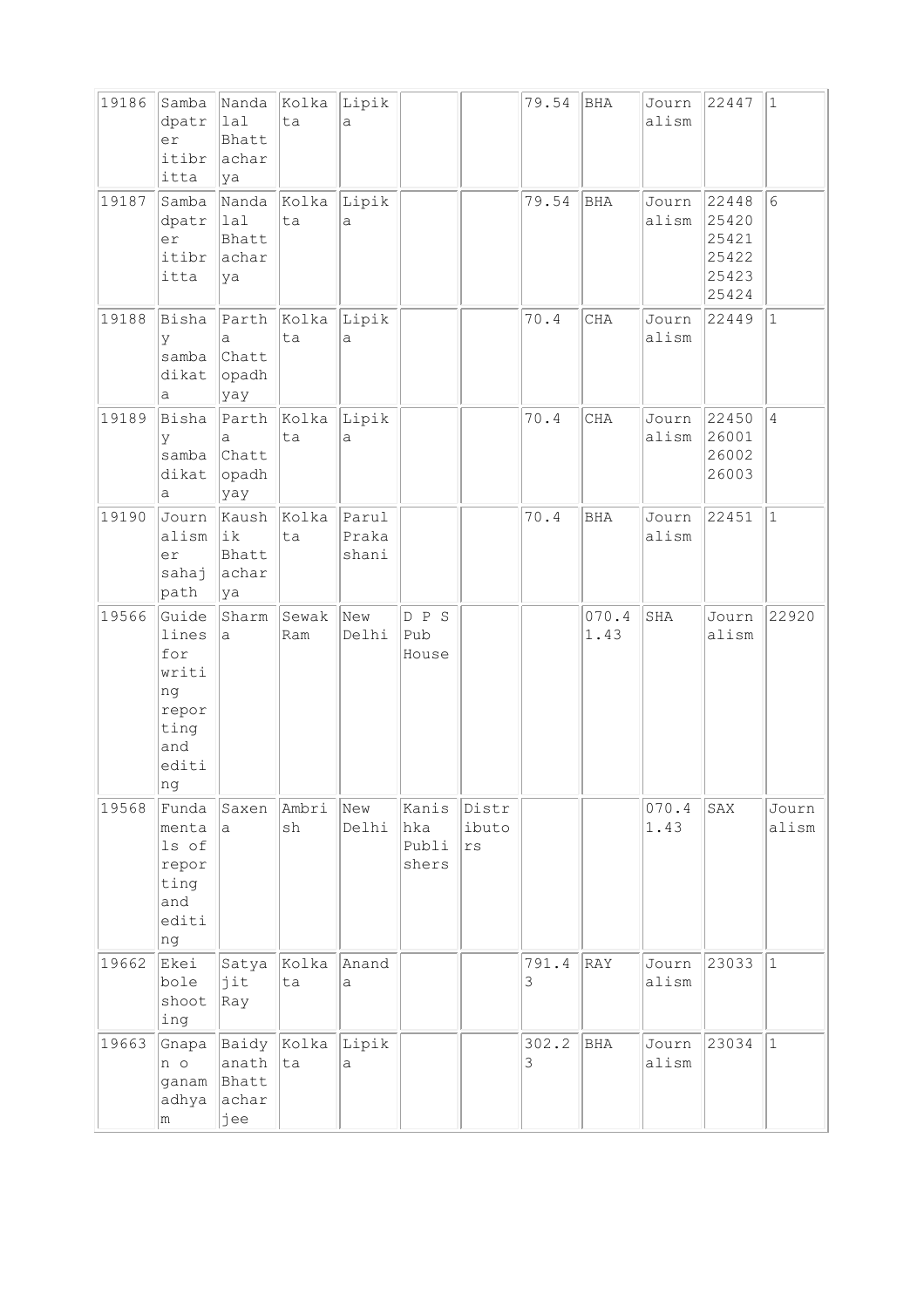| | | | | | | | | | | | |
|---|---|---|---|---|---|---|---|---|---|---|---|
| 19186 | Sambadpatrer itibritta | Nandalal Bhattacharya | Kolkata | Lipika | | | 79.54 | BHA | Journalism | 22447 | 1 |
| 19187 | Sambadpatrer itibritta | Nandalal Bhattacharya | Kolkata | Lipika | | | 79.54 | BHA | Journalism | 22448 25420 25421 25422 25423 25424 | 6 |
| 19188 | Bishay sambadikata | Partha Chattopadhyay | Kolkata | Lipika | | | 70.4 | CHA | Journalism | 22449 | 1 |
| 19189 | Bishay sambadikata | Partha Chattopadhyay | Kolkata | Lipika | | | 70.4 | CHA | Journalism | 22450 26001 26002 26003 | 4 |
| 19190 | Journalismer sahajpath | Kaushik Bhattacharya | Kolkata | Parul Prakashani | | | 70.4 | BHA | Journalism | 22451 | 1 |
| 19566 | Guidelines for writing reporting and editing | Sharma | Sewak Ram | New Delhi | D P S Pub House | | | 070.41.43 | SHA | Journalism | 22920 |
| 19568 | Fundamentals of reporting and editing | Saxena | Ambrish | New Delhi | Kanishka Publishers | Distributors | | | 070.41.43 | SAX | Journalism |
| 19662 | Ekei bole shooting | Satyajit Ray | Kolkata | Ananda | | | 791.43 | RAY | Journalism | 23033 | 1 |
| 19663 | Gnapan o ganamadhyam | Baidyanath Bhattacharjee | Kolkata | Lipika | | | 302.23 | BHA | Journalism | 23034 | 1 |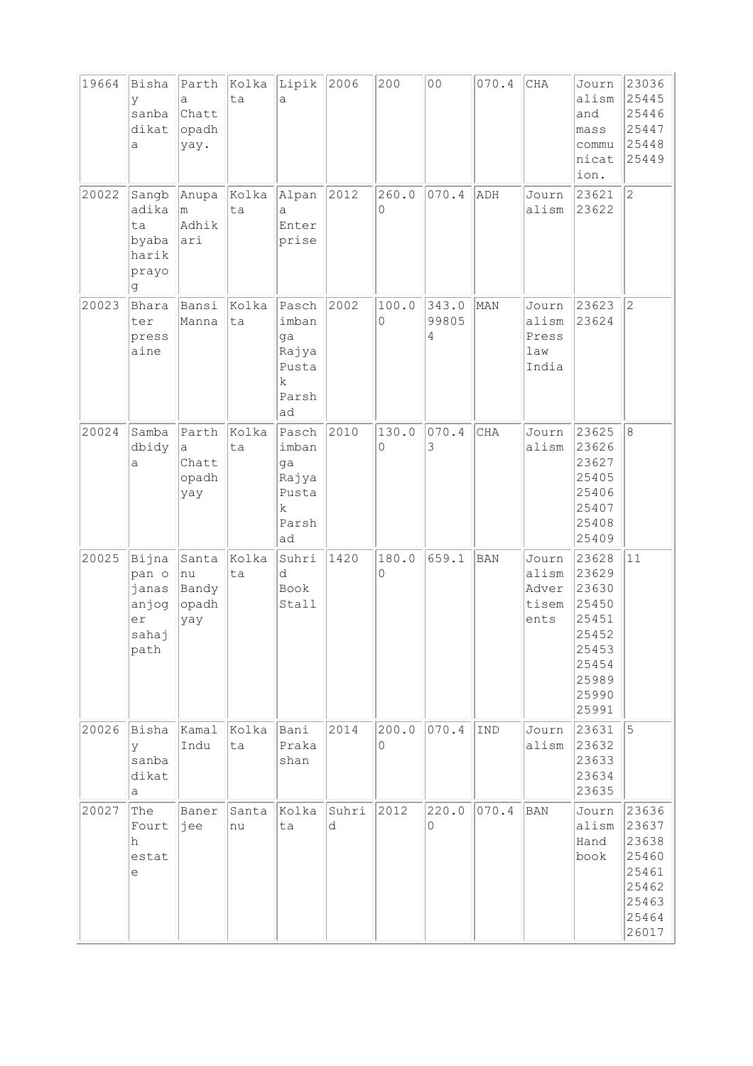| 19664 | Bishay sanbadikata | Partha Chattopadhyay. | Kolkata | Lipika | 2006 | 200 | 00 | 070.4 | CHA | Journalism and mass communication. | 23036 25445 25446 25447 25448 25449 |
|---|---|---|---|---|---|---|---|---|---|---|---|
| 20022 | Sangbadikata byabaharik prayog | Anupam Adhikari | Kolkata | Alpana Enterprise | 2012 | 260.00 | 070.4 | ADH | Journalism | 23621 23622 | 2 |
| 20023 | Bharater press aine | Bansi Manna | Kolkata | Paschimbanga Rajya Pustak Parshad | 2002 | 100.00 | 343.099805 4 | MAN | Journalism Press law India | 23623 23624 | 2 |
| 20024 | Sambadbidya | Partha Chattopadhyay | Kolkata | Paschimbanga Rajya Pustak Parshad | 2010 | 130.00 | 070.43 | CHA | Journalism | 23625 23626 23627 25405 25406 25407 25408 25409 | 8 |
| 20025 | Bijnapan o janasanjoger sahajpath | Santanu Bandyopadhyay | Kolkata | Suhrid Book Stall | 1420 | 180.00 | 659.1 | BAN | Journalism Advertisements | 23628 23629 23630 25450 25451 25452 25453 25454 25989 25990 25991 | 11 |
| 20026 | Bishay sanbadikata | Kamal Indu | Kolkata | Bani Prakashan | 2014 | 200.00 | 070.4 | IND | Journalism | 23631 23632 23633 23634 23635 | 5 |
| 20027 | The Fourth estate | Banerjee | Santanu | Kolkata | Suhrid | 2012 | 220.00 | 070.4 | BAN | Journalism Hand book | 23636 23637 23638 25460 25461 25462 25463 25464 26017 |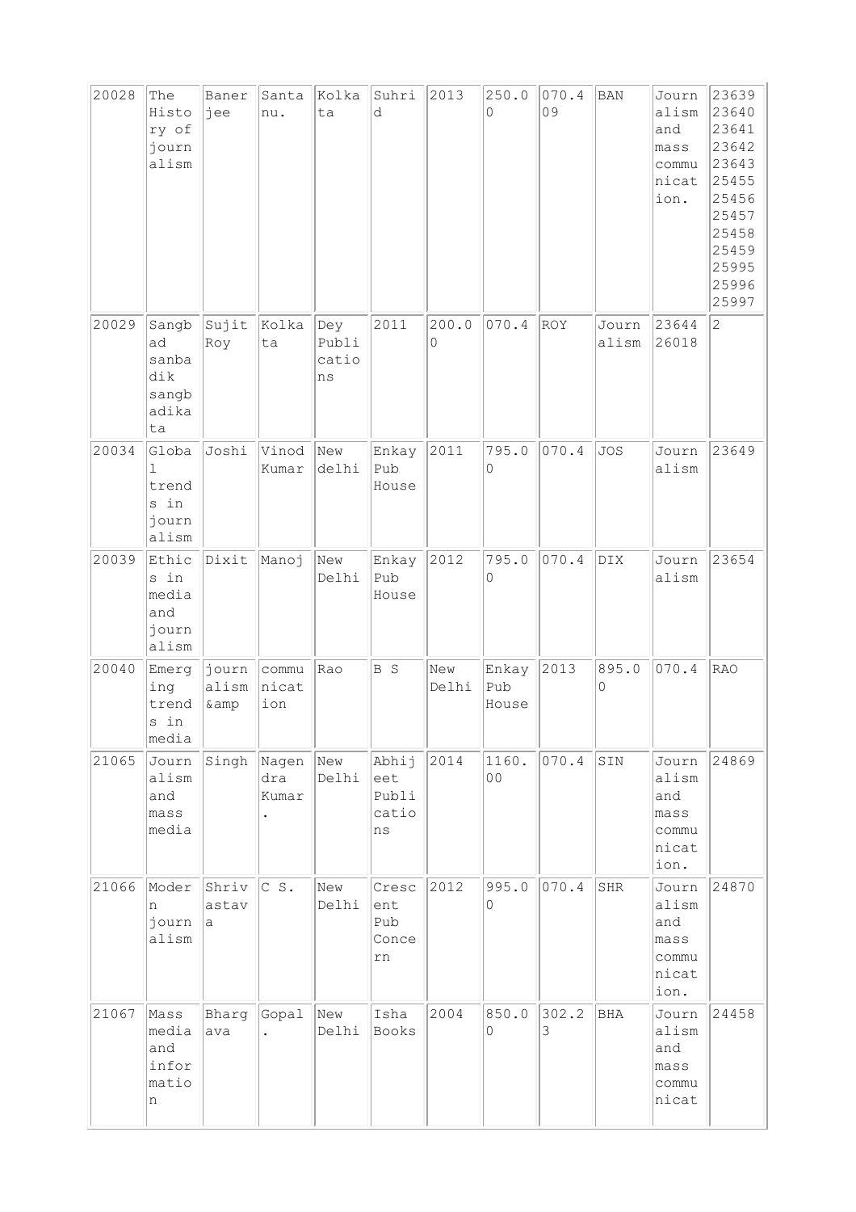| 20028 | The History of journalism | Banerjee | Santanu. | Kolkata | Suhrid | 2013 | 250.00 | 070.409 | BAN | Journalism and mass communication. | 23639 23640 23641 23642 23643 25455 25456 25457 25458 25459 25995 25996 25997 |
|---|---|---|---|---|---|---|---|---|---|---|---|
| 20029 | Sangbad sanbadik sangbadikata | Sujit Roy | Kolkata | Dey Publications | 2011 | 200.00 | 070.4 | ROY | Journalism | 23644 26018 | 2 |
| 20034 | Global trends in journalism | Joshi | Vinod Kumar | New delhi | Enkay Pub House | 2011 | 795.00 | 070.4 | JOS | Journalism | 23649 |
| 20039 | Ethics in media and journalism | Dixit | Manoj | New Delhi | Enkay Pub House | 2012 | 795.00 | 070.4 | DIX | Journalism | 23654 |
| 20040 | Emerging trends in media | journalism &amp | communication | Rao | B S | New Delhi | Enkay Pub House | 2013 | 895.00 | 070.4 | RAO |
| 21065 | Journalism and mass media | Singh | Nagendra Kumar . | New Delhi | Abhijeet Publications | 2014 | 1160.00 | 070.4 | SIN | Journalism and mass communication. | 24869 |
| 21066 | Modern journalism | Shrivastava | C S. | New Delhi | Crescent Pub Concern | 2012 | 995.00 | 070.4 | SHR | Journalism and mass communication. | 24870 |
| 21067 | Mass media and information | Bhargava | Gopal . | New Delhi | Isha Books | 2004 | 850.00 | 302.23 | BHA | Journalism and mass communicat | 24458 |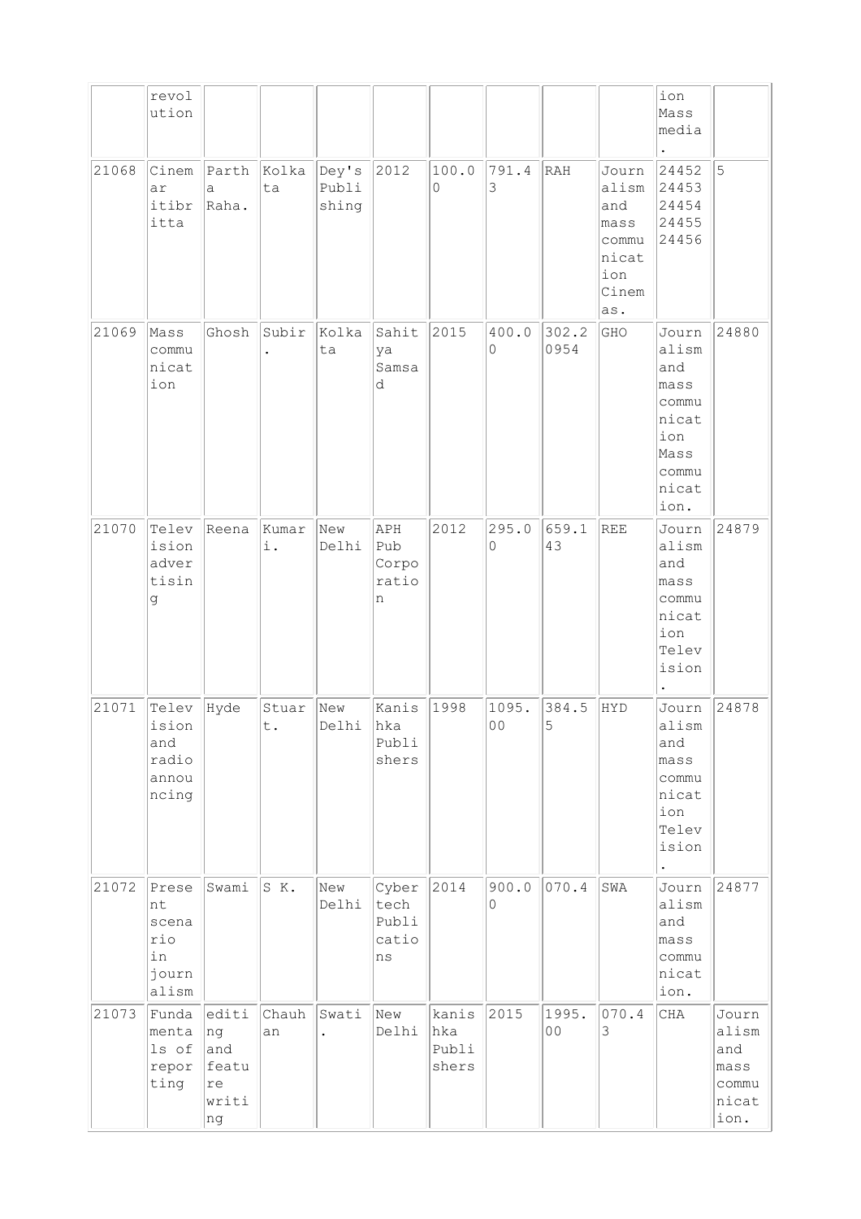| | | | | | | | | | | | |
|---|---|---|---|---|---|---|---|---|---|---|---|
| | revolution | | | | | | | | | ion Mass media. | |
| 21068 | Cinemaritibritta | Partha Raha. | Kolkata | Dey's Publishing | 2012 | 100.00 | 791.43 | RAH | Journalism and mass communication Cinemas. | 24452 24453 24454 24455 24456 | 5 |
| 21069 | Mass communication | Ghosh | Subir. | Kolkata | Sahitya Samsad | 2015 | 400.00 | 302.20954 | GHO | Journalism and mass communication Mass communication. | 24880 |
| 21070 | Television advertising | Reena | Kumari. | New Delhi | APH Pub Corporation | 2012 | 295.00 | 659.143 | REE | Journalism and mass communication Television. | 24879 |
| 21071 | Television and radio announcing | Hyde | Stuart. | New Delhi | Kanishka Publishers | 1998 | 1095.00 | 384.55 | HYD | Journalism and mass communication Television. | 24878 |
| 21072 | Present scenario in journalism | Swami | S K. | New Delhi | Cybertech Publications | 2014 | 900.00 | 070.4 | SWA | Journalism and mass communication. | 24877 |
| 21073 | Fundamentals of reporting | editing and feature writing | Chauhan | Swati. | New Delhi | kanishka Publishers | 2015 | 1995.00 | 070.43 | CHA | Journalism and mass communication. |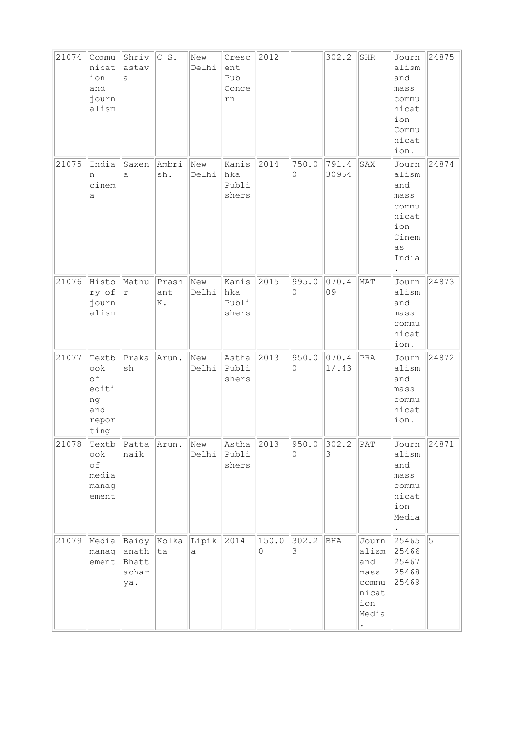| 21074 | Communication and journalism | Shrivastava | C S. | New Delhi | Crescent Pub Concern | 2012 | | 302.2 | SHR | Journalism and mass communication Communication. | 24875 |
|---|---|---|---|---|---|---|---|---|---|---|---|
| 21075 | Indian cinema | Saxena | Ambrish. | New Delhi | Kanishka Publishers | 2014 | 750.00 | 791.430954 | SAX | Journalism and mass communication Cinemas India. | 24874 |
| 21076 | History of journalism | Mathur | Prashant K. | New Delhi | Kanishka Publishers | 2015 | 995.00 | 070.409 | MAT | Journalism and mass communication. | 24873 |
| 21077 | Textbook of editing and reporting | Prakash | Arun. | New Delhi | Astha Publishers | 2013 | 950.00 | 070.41/.43 | PRA | Journalism and mass communication. | 24872 |
| 21078 | Textbook of media management | Pattanaik | Arun. | New Delhi | Astha Publishers | 2013 | 950.00 | 302.23 | PAT | Journalism and mass communication Media. | 24871 |
| 21079 | Media management | Baidyanath Bhattacharya. | Kolkata | Lipika | 2014 | 150.00 | 302.23 | BHA | Journalism and mass communication Media. | 25465 25466 25467 25468 25469 | 5 |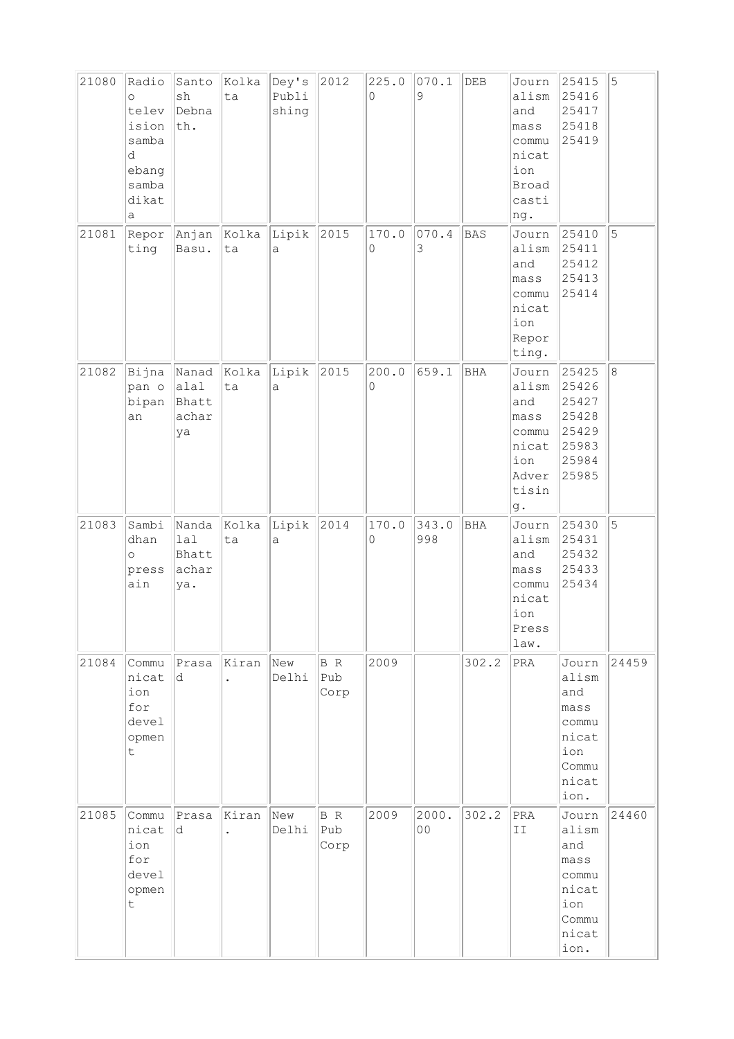| | | | | | | | | | | | |
|---|---|---|---|---|---|---|---|---|---|---|---|
| 21080 | Radio o television sambad ebang sambadikata | Santosh Debnath. | Kolkata | Dey's Publishing | 2012 | 225.00 | 070.19 | DEB | Journalism and mass communication Broadcasting. | 25415 25416 25417 25418 25419 | 5 |
| 21081 | Reporting | Anjan Basu. | Kolkata | Lipika | 2015 | 170.00 | 070.43 | BAS | Journalism and mass communication Reporting. | 25410 25411 25412 25413 25414 | 5 |
| 21082 | Bijnapan o bipanan | Nanadalal Bhattacharya | Kolkata | Lipika | 2015 | 200.00 | 659.1 | BHA | Journalism and mass communication Advertising. | 25425 25426 25427 25428 25429 25983 25984 25985 | 8 |
| 21083 | Sambidhan o pressain | Nandalal Bhattacharya. | Kolkata | Lipika | 2014 | 170.00 | 343.0998 | BHA | Journalism and mass communication Press law. | 25430 25431 25432 25433 25434 | 5 |
| 21084 | Communication for development | Prasad | Kiran. | New Delhi | B R Pub Corp | 2009 | | 302.2 | PRA | Journalism and mass communication Communication. | 24459 |
| 21085 | Communication for development | Prasad | Kiran. | New Delhi | B R Pub Corp | 2009 | 2000.00 | 302.2 | PRA II | Journalism and mass communication Communication. | 24460 |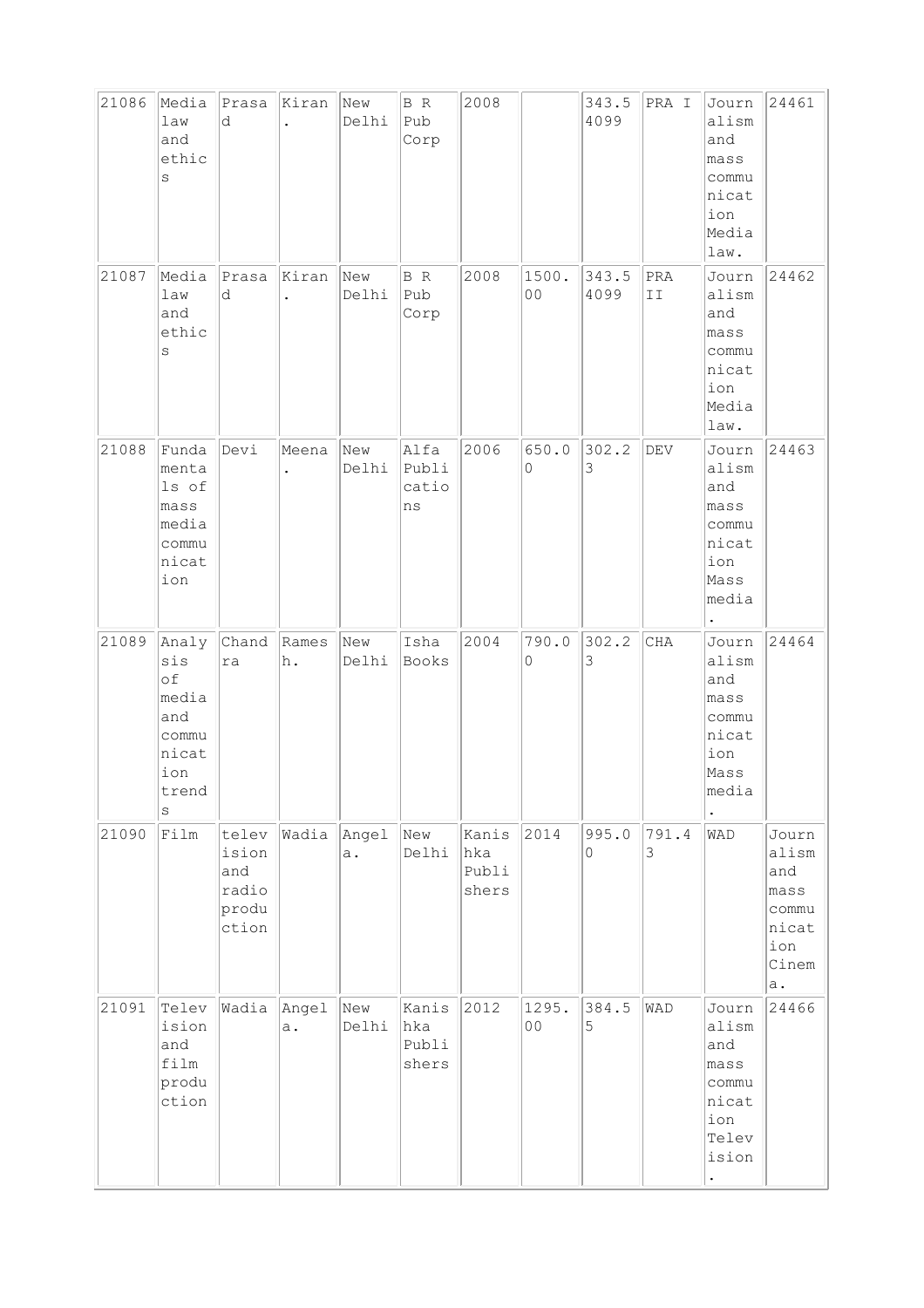| 21086 | Media law and ethics | Prasad | Kiran. | New Delhi | B R Pub Corp | 2008 | | 343.54099 | PRA I | Journalism and mass communication Media law. | 24461 |
|---|---|---|---|---|---|---|---|---|---|---|---|
| 21087 | Media law and ethics | Prasad | Kiran. | New Delhi | B R Pub Corp | 2008 | 1500.00 | 343.54099 | PRA II | Journalism and mass communication Media law. | 24462 |
| 21088 | Fundamentals of mass media communication | Devi | Meena. | New Delhi | Alfa Publications | 2006 | 650.00 | 302.23 | DEV | Journalism and mass communication Mass media. | 24463 |
| 21089 | Analysis of media and communication trends | Chandra | Ramesh. | New Delhi | Isha Books | 2004 | 790.00 | 302.23 | CHA | Journalism and mass communication Mass media. | 24464 |
| 21090 | Film | television and radio production | Wadia | Angela. | New Delhi | Kanishka Publishers | 2014 | 995.00 | 791.43 | WAD | Journalism and mass communication Cinema. |
| 21091 | Television and film production | Wadia | Angela. | New Delhi | Kanishka Publishers | 2012 | 1295.00 | 384.55 | WAD | Journalism and mass communication Television. | 24466 |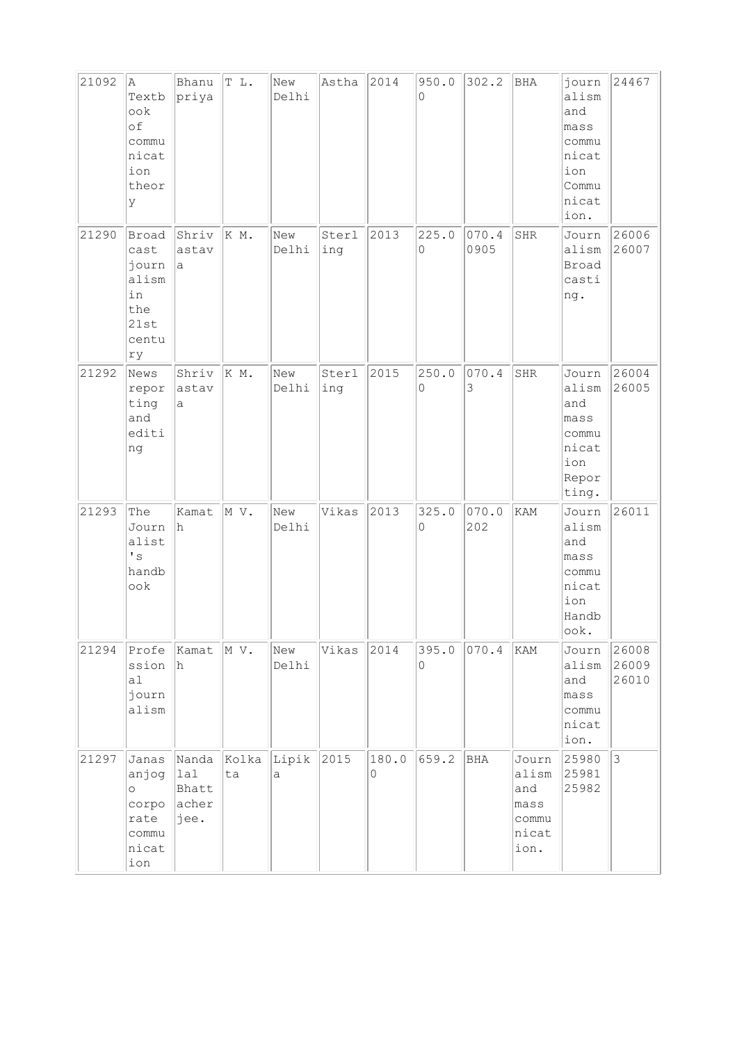| | | | | | | | | | | | |
|---|---|---|---|---|---|---|---|---|---|---|---|
| 21092 | A Textbook of communication theory | Bhanupriya | T L. | New Delhi | Astha | 2014 | 950.00 | 302.2 | BHA | journalism and mass communication Communication. | 24467 |
| 21290 | Broadcast journalism in the 21st century | Shrivastava | K M. | New Delhi | Sterling | 2013 | 225.00 | 070.40905 | SHR | Journalism Broadcasting. | 26006 26007 |
| 21292 | News reporting and editing | Shrivastava | K M. | New Delhi | Sterling | 2015 | 250.00 | 070.43 | SHR | Journalism and mass communication Reporting. | 26004 26005 |
| 21293 | The Journalist's handbook | Kamath | M V. | New Delhi | Vikas | 2013 | 325.00 | 070.0202 | KAM | Journalism and mass communication Handbook. | 26011 |
| 21294 | Professional journalism | Kamath | M V. | New Delhi | Vikas | 2014 | 395.00 | 070.4 | KAM | Journalism and mass communication. | 26008 26009 26010 |
| 21297 | Janasanjogo corporate communication | Nandalal Bhattacherjee. | Kolkata | Lipika | 2015 | 180.00 | 659.2 | BHA | Journalism and mass communication. | 25980 25981 25982 | 3 |